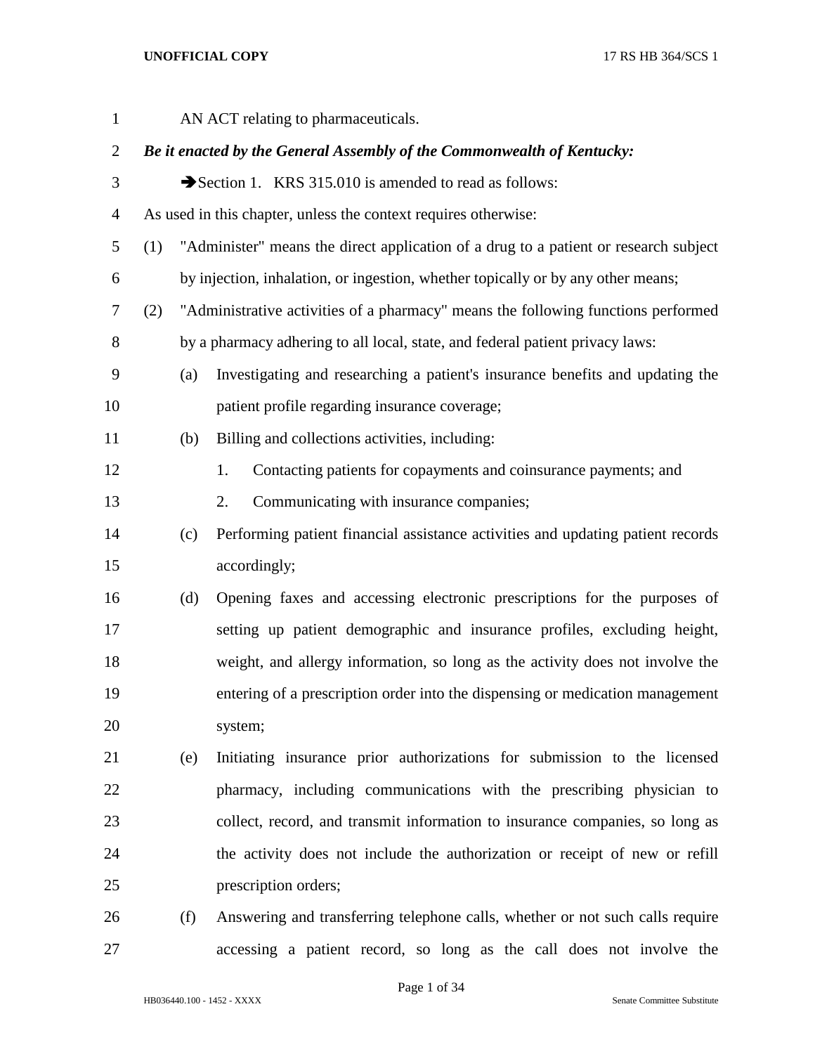AN ACT relating to pharmaceuticals.

***Be it enacted by the General Assembly of the Commonwealth of Kentucky:***

➔Section 1. KRS 315.010 is amended to read as follows:

As used in this chapter, unless the context requires otherwise:

(1) "Administer" means the direct application of a drug to a patient or research subject by injection, inhalation, or ingestion, whether topically or by any other means;

(2) "Administrative activities of a pharmacy" means the following functions performed by a pharmacy adhering to all local, state, and federal patient privacy laws:

(a) Investigating and researching a patient's insurance benefits and updating the patient profile regarding insurance coverage;

(b) Billing and collections activities, including:

1. Contacting patients for copayments and coinsurance payments; and

2. Communicating with insurance companies;

(c) Performing patient financial assistance activities and updating patient records accordingly;

(d) Opening faxes and accessing electronic prescriptions for the purposes of setting up patient demographic and insurance profiles, excluding height, weight, and allergy information, so long as the activity does not involve the entering of a prescription order into the dispensing or medication management system;

(e) Initiating insurance prior authorizations for submission to the licensed pharmacy, including communications with the prescribing physician to collect, record, and transmit information to insurance companies, so long as the activity does not include the authorization or receipt of new or refill prescription orders;

(f) Answering and transferring telephone calls, whether or not such calls require accessing a patient record, so long as the call does not involve the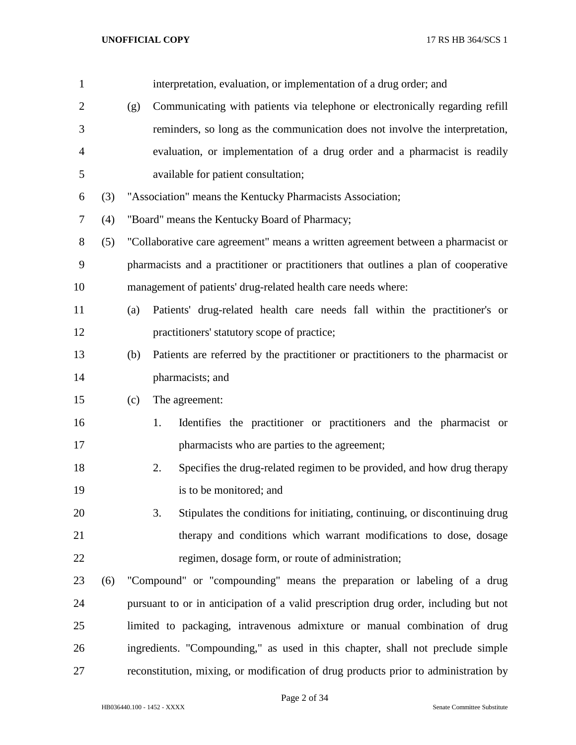interpretation, evaluation, or implementation of a drug order; and

(g) Communicating with patients via telephone or electronically regarding refill reminders, so long as the communication does not involve the interpretation, evaluation, or implementation of a drug order and a pharmacist is readily available for patient consultation;

(3) "Association" means the Kentucky Pharmacists Association;

(4) "Board" means the Kentucky Board of Pharmacy;

(5) "Collaborative care agreement" means a written agreement between a pharmacist or pharmacists and a practitioner or practitioners that outlines a plan of cooperative management of patients' drug-related health care needs where:

(a) Patients' drug-related health care needs fall within the practitioner's or practitioners' statutory scope of practice;

(b) Patients are referred by the practitioner or practitioners to the pharmacist or pharmacists; and

(c) The agreement:

1. Identifies the practitioner or practitioners and the pharmacist or pharmacists who are parties to the agreement;

2. Specifies the drug-related regimen to be provided, and how drug therapy is to be monitored; and

3. Stipulates the conditions for initiating, continuing, or discontinuing drug therapy and conditions which warrant modifications to dose, dosage regimen, dosage form, or route of administration;

(6) "Compound" or "compounding" means the preparation or labeling of a drug pursuant to or in anticipation of a valid prescription drug order, including but not limited to packaging, intravenous admixture or manual combination of drug ingredients. "Compounding," as used in this chapter, shall not preclude simple reconstitution, mixing, or modification of drug products prior to administration by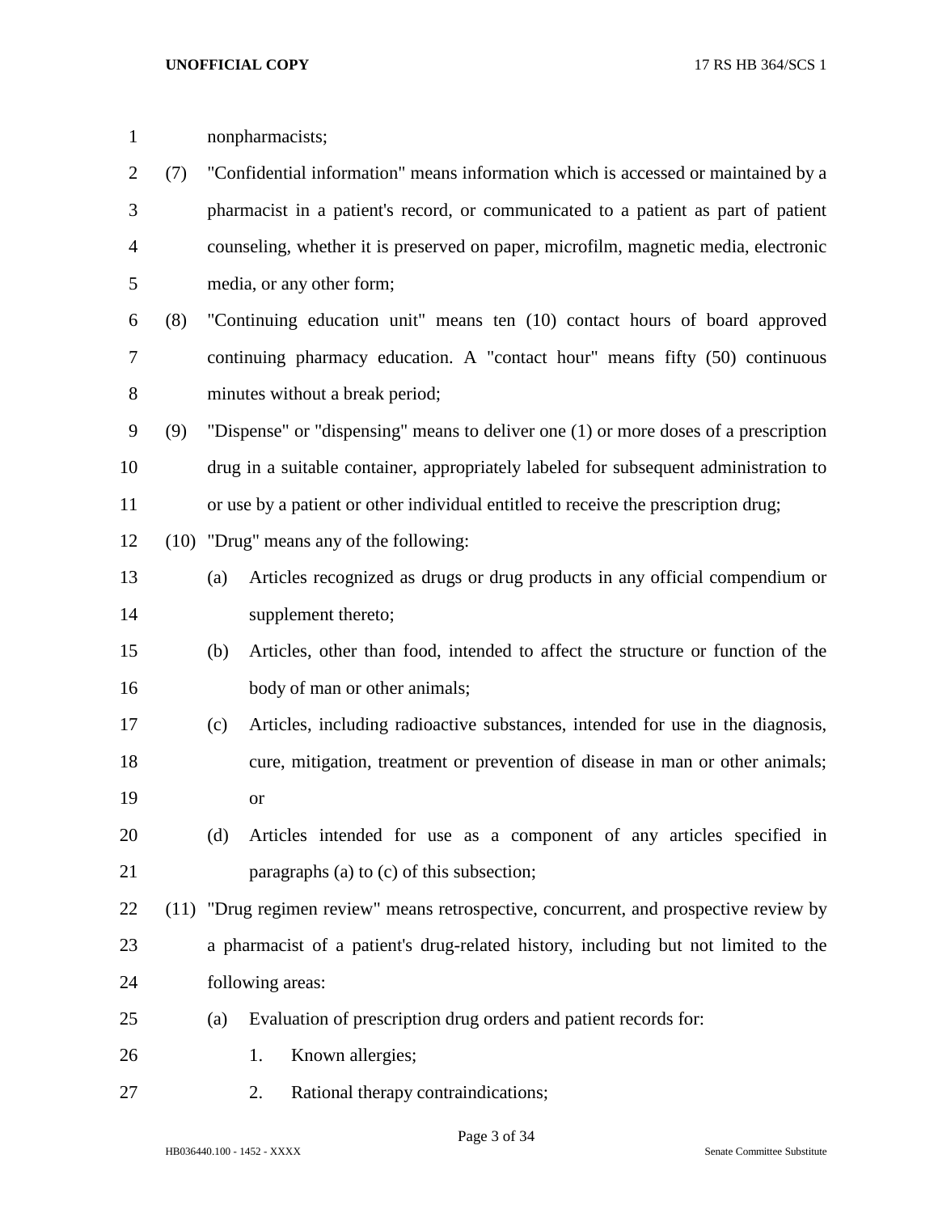nonpharmacists;

(7) "Confidential information" means information which is accessed or maintained by a pharmacist in a patient's record, or communicated to a patient as part of patient counseling, whether it is preserved on paper, microfilm, magnetic media, electronic media, or any other form;

(8) "Continuing education unit" means ten (10) contact hours of board approved continuing pharmacy education. A "contact hour" means fifty (50) continuous minutes without a break period;

(9) "Dispense" or "dispensing" means to deliver one (1) or more doses of a prescription drug in a suitable container, appropriately labeled for subsequent administration to or use by a patient or other individual entitled to receive the prescription drug;

(10) "Drug" means any of the following:

(a) Articles recognized as drugs or drug products in any official compendium or supplement thereto;

(b) Articles, other than food, intended to affect the structure or function of the body of man or other animals;

(c) Articles, including radioactive substances, intended for use in the diagnosis, cure, mitigation, treatment or prevention of disease in man or other animals; or

(d) Articles intended for use as a component of any articles specified in paragraphs (a) to (c) of this subsection;

(11) "Drug regimen review" means retrospective, concurrent, and prospective review by a pharmacist of a patient's drug-related history, including but not limited to the following areas:

(a) Evaluation of prescription drug orders and patient records for:

1. Known allergies;

2. Rational therapy contraindications;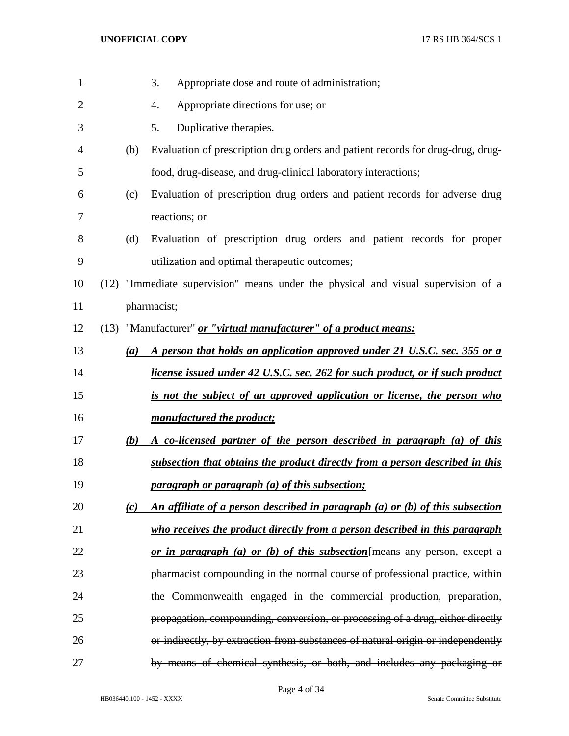3. Appropriate dose and route of administration;

4. Appropriate directions for use; or

5. Duplicative therapies.

(b) Evaluation of prescription drug orders and patient records for drug-drug, drug-food, drug-disease, and drug-clinical laboratory interactions;

(c) Evaluation of prescription drug orders and patient records for adverse drug reactions; or

(d) Evaluation of prescription drug orders and patient records for proper utilization and optimal therapeutic outcomes;

(12) "Immediate supervision" means under the physical and visual supervision of a pharmacist;

(13) "Manufacturer" ***or "virtual manufacturer" of a product means:***

***(a) A person that holds an application approved under 21 U.S.C. sec. 355 or a license issued under 42 U.S.C. sec. 262 for such product, or if such product is not the subject of an approved application or license, the person who manufactured the product;***

***(b) A co-licensed partner of the person described in paragraph (a) of this subsection that obtains the product directly from a person described in this paragraph or paragraph (a) of this subsection;***

***(c) An affiliate of a person described in paragraph (a) or (b) of this subsection who receives the product directly from a person described in this paragraph or in paragraph (a) or (b) of this subsection***[~~means any person, except a pharmacist compounding in the normal course of professional practice, within the Commonwealth engaged in the commercial production, preparation, propagation, compounding, conversion, or processing of a drug, either directly or indirectly, by extraction from substances of natural origin or independently by means of chemical synthesis, or both, and includes any packaging or~~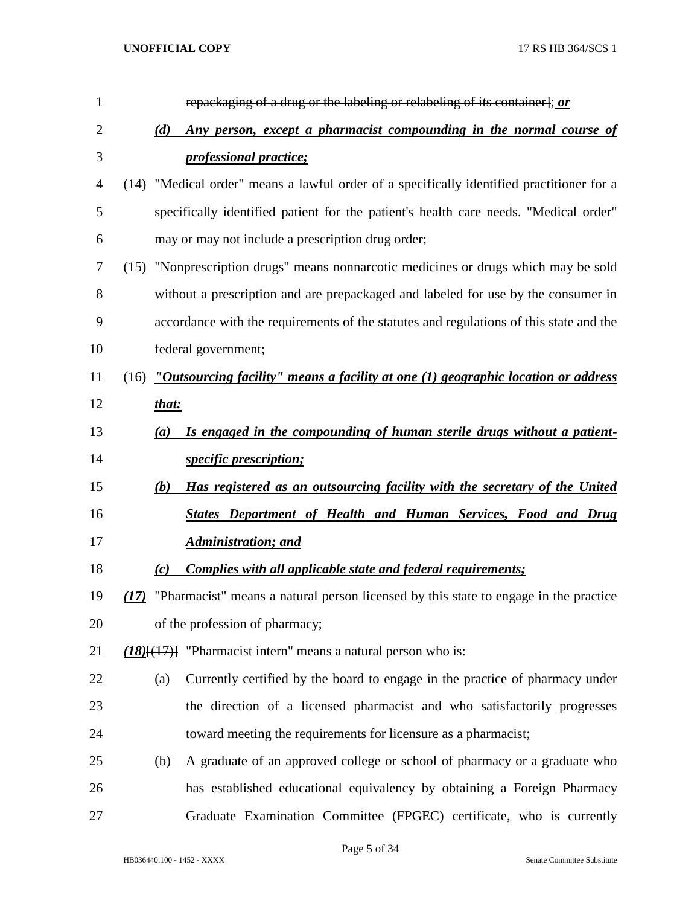~~repackaging of a drug or the labeling or relabeling of its container~~]; ***or***

***(d) Any person, except a pharmacist compounding in the normal course of professional practice;***

(14) "Medical order" means a lawful order of a specifically identified practitioner for a specifically identified patient for the patient's health care needs. "Medical order" may or may not include a prescription drug order;

(15) "Nonprescription drugs" means nonnarcotic medicines or drugs which may be sold without a prescription and are prepackaged and labeled for use by the consumer in accordance with the requirements of the statutes and regulations of this state and the federal government;

(16) ***"Outsourcing facility" means a facility at one (1) geographic location or address that:***

***(a) Is engaged in the compounding of human sterile drugs without a patient-specific prescription;***

***(b) Has registered as an outsourcing facility with the secretary of the United States Department of Health and Human Services, Food and Drug Administration; and***

***(c) Complies with all applicable state and federal requirements;***

***(17)*** "Pharmacist" means a natural person licensed by this state to engage in the practice of the profession of pharmacy;

***(18)***[~~(17)~~] "Pharmacist intern" means a natural person who is:

(a) Currently certified by the board to engage in the practice of pharmacy under the direction of a licensed pharmacist and who satisfactorily progresses toward meeting the requirements for licensure as a pharmacist;

(b) A graduate of an approved college or school of pharmacy or a graduate who has established educational equivalency by obtaining a Foreign Pharmacy Graduate Examination Committee (FPGEC) certificate, who is currently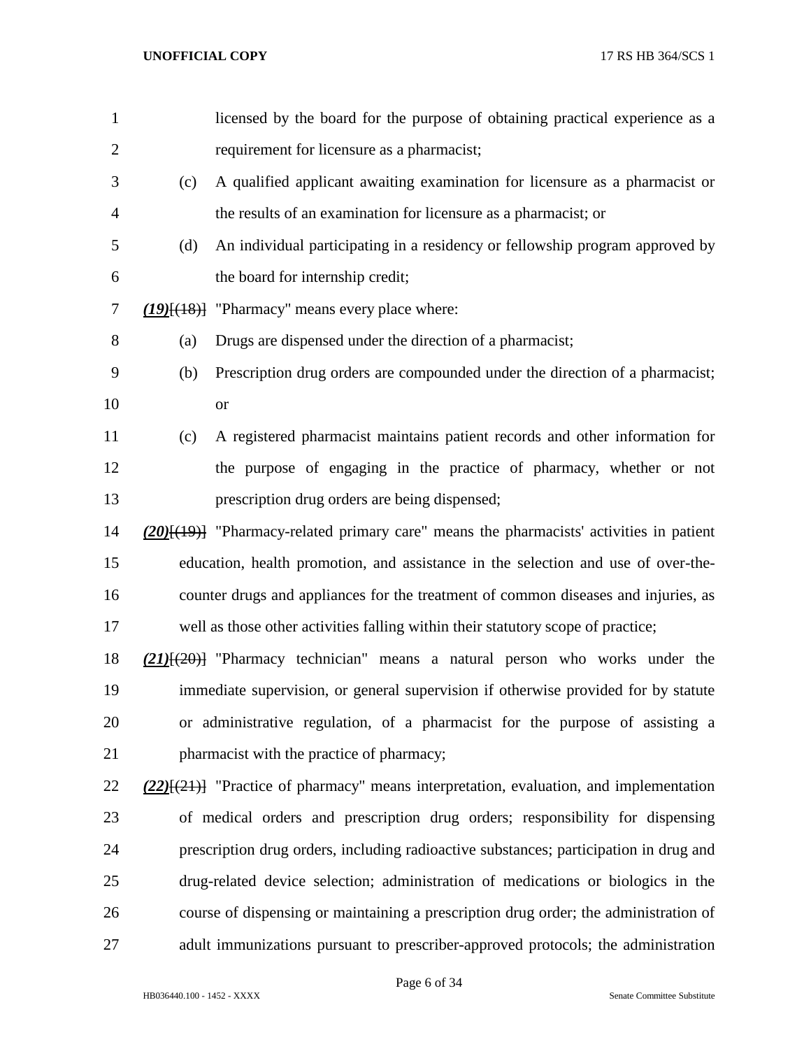licensed by the board for the purpose of obtaining practical experience as a requirement for licensure as a pharmacist;

(c) A qualified applicant awaiting examination for licensure as a pharmacist or the results of an examination for licensure as a pharmacist; or

(d) An individual participating in a residency or fellowship program approved by the board for internship credit;

***(19)***~~[(18)]~~ "Pharmacy" means every place where:

(a) Drugs are dispensed under the direction of a pharmacist;

(b) Prescription drug orders are compounded under the direction of a pharmacist; or

(c) A registered pharmacist maintains patient records and other information for the purpose of engaging in the practice of pharmacy, whether or not prescription drug orders are being dispensed;

***(20)***~~[(19)]~~ "Pharmacy-related primary care" means the pharmacists' activities in patient education, health promotion, and assistance in the selection and use of over-the-counter drugs and appliances for the treatment of common diseases and injuries, as well as those other activities falling within their statutory scope of practice;

***(21)***~~[(20)]~~ "Pharmacy technician" means a natural person who works under the immediate supervision, or general supervision if otherwise provided for by statute or administrative regulation, of a pharmacist for the purpose of assisting a pharmacist with the practice of pharmacy;

***(22)***~~[(21)]~~ "Practice of pharmacy" means interpretation, evaluation, and implementation of medical orders and prescription drug orders; responsibility for dispensing prescription drug orders, including radioactive substances; participation in drug and drug-related device selection; administration of medications or biologics in the course of dispensing or maintaining a prescription drug order; the administration of adult immunizations pursuant to prescriber-approved protocols; the administration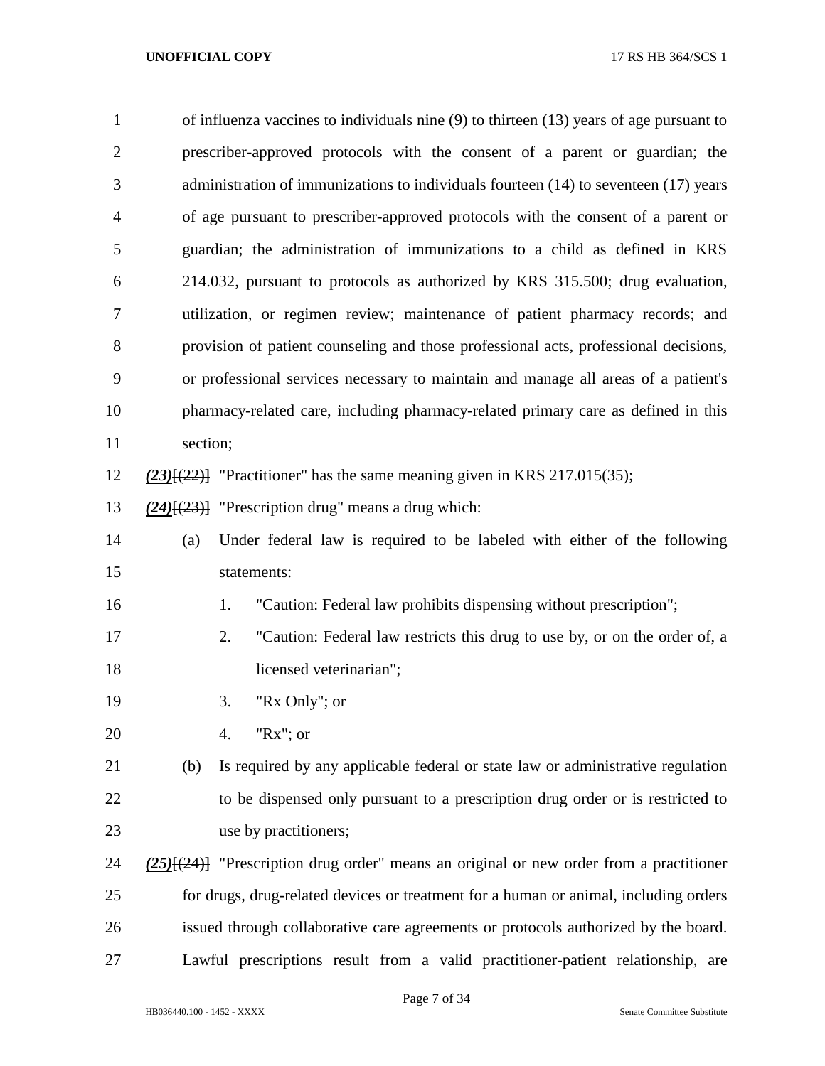of influenza vaccines to individuals nine (9) to thirteen (13) years of age pursuant to prescriber-approved protocols with the consent of a parent or guardian; the administration of immunizations to individuals fourteen (14) to seventeen (17) years of age pursuant to prescriber-approved protocols with the consent of a parent or guardian; the administration of immunizations to a child as defined in KRS 214.032, pursuant to protocols as authorized by KRS 315.500; drug evaluation, utilization, or regimen review; maintenance of patient pharmacy records; and provision of patient counseling and those professional acts, professional decisions, or professional services necessary to maintain and manage all areas of a patient's pharmacy-related care, including pharmacy-related primary care as defined in this section;

***(23)***~~[(22)]~~ "Practitioner" has the same meaning given in KRS 217.015(35);

***(24)***~~[(23)]~~ "Prescription drug" means a drug which:

(a) Under federal law is required to be labeled with either of the following statements:

1. "Caution: Federal law prohibits dispensing without prescription";
2. "Caution: Federal law restricts this drug to use by, or on the order of, a licensed veterinarian";
3. "Rx Only"; or
4. "Rx"; or

(b) Is required by any applicable federal or state law or administrative regulation to be dispensed only pursuant to a prescription drug order or is restricted to use by practitioners;

***(25)***~~[(24)]~~ "Prescription drug order" means an original or new order from a practitioner for drugs, drug-related devices or treatment for a human or animal, including orders issued through collaborative care agreements or protocols authorized by the board. Lawful prescriptions result from a valid practitioner-patient relationship, are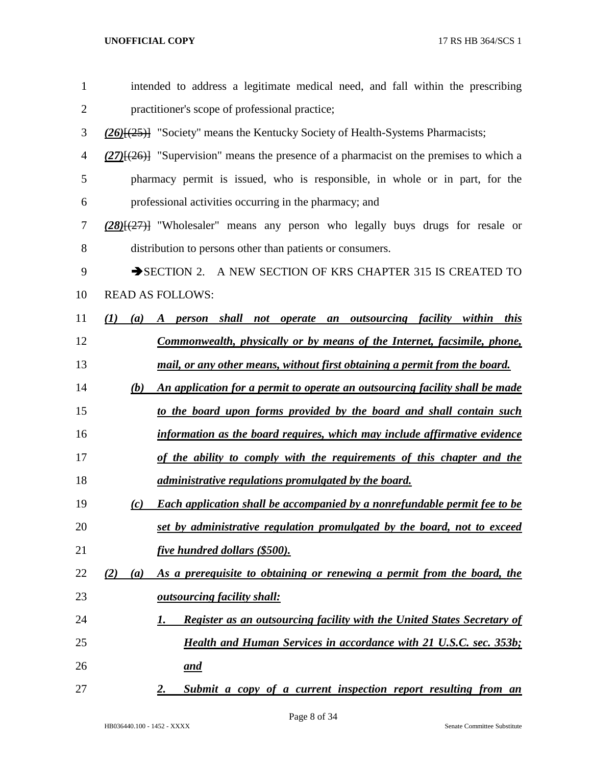intended to address a legitimate medical need, and fall within the prescribing practitioner's scope of professional practice;

***(26)***[(25)] "Society" means the Kentucky Society of Health-Systems Pharmacists;

***(27)***[(26)] "Supervision" means the presence of a pharmacist on the premises to which a pharmacy permit is issued, who is responsible, in whole or in part, for the professional activities occurring in the pharmacy; and

***(28)***[(27)] "Wholesaler" means any person who legally buys drugs for resale or distribution to persons other than patients or consumers.

➔SECTION 2. A NEW SECTION OF KRS CHAPTER 315 IS CREATED TO READ AS FOLLOWS:

***(1) (a) A person shall not operate an outsourcing facility within this Commonwealth, physically or by means of the Internet, facsimile, phone, mail, or any other means, without first obtaining a permit from the board.***

***(b) An application for a permit to operate an outsourcing facility shall be made to the board upon forms provided by the board and shall contain such information as the board requires, which may include affirmative evidence of the ability to comply with the requirements of this chapter and the administrative regulations promulgated by the board.***

***(c) Each application shall be accompanied by a nonrefundable permit fee to be set by administrative regulation promulgated by the board, not to exceed five hundred dollars ($500).***

***(2) (a) As a prerequisite to obtaining or renewing a permit from the board, the outsourcing facility shall:***

***1. Register as an outsourcing facility with the United States Secretary of Health and Human Services in accordance with 21 U.S.C. sec. 353b; and***

***2. Submit a copy of a current inspection report resulting from an***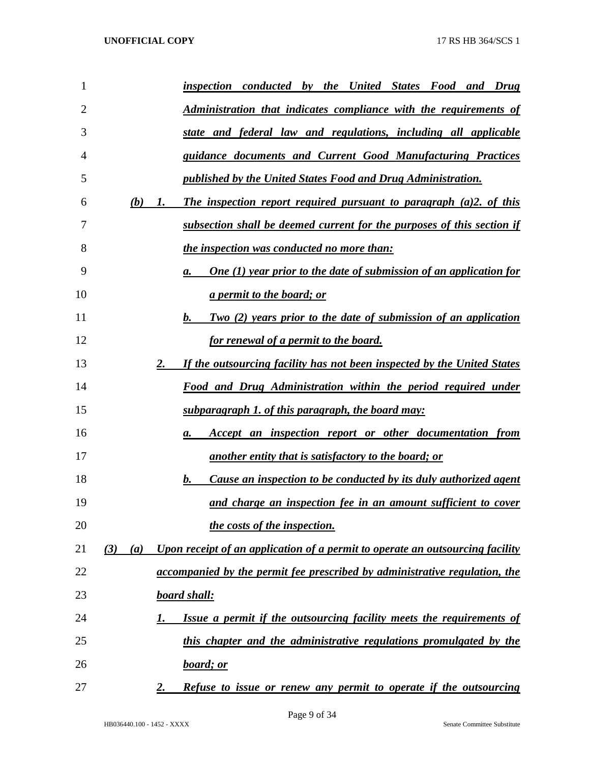*inspection conducted by the United States Food and Drug Administration that indicates compliance with the requirements of state and federal law and regulations, including all applicable guidance documents and Current Good Manufacturing Practices published by the United States Food and Drug Administration.*

*(b) 1. The inspection report required pursuant to paragraph (a)2. of this subsection shall be deemed current for the purposes of this section if the inspection was conducted no more than:*

*a. One (1) year prior to the date of submission of an application for a permit to the board; or*

*b. Two (2) years prior to the date of submission of an application for renewal of a permit to the board.*

*2. If the outsourcing facility has not been inspected by the United States Food and Drug Administration within the period required under subparagraph 1. of this paragraph, the board may:*

*a. Accept an inspection report or other documentation from another entity that is satisfactory to the board; or*

*b. Cause an inspection to be conducted by its duly authorized agent and charge an inspection fee in an amount sufficient to cover the costs of the inspection.*

*(3) (a) Upon receipt of an application of a permit to operate an outsourcing facility accompanied by the permit fee prescribed by administrative regulation, the board shall:*

*1. Issue a permit if the outsourcing facility meets the requirements of this chapter and the administrative regulations promulgated by the board; or*

*2. Refuse to issue or renew any permit to operate if the outsourcing*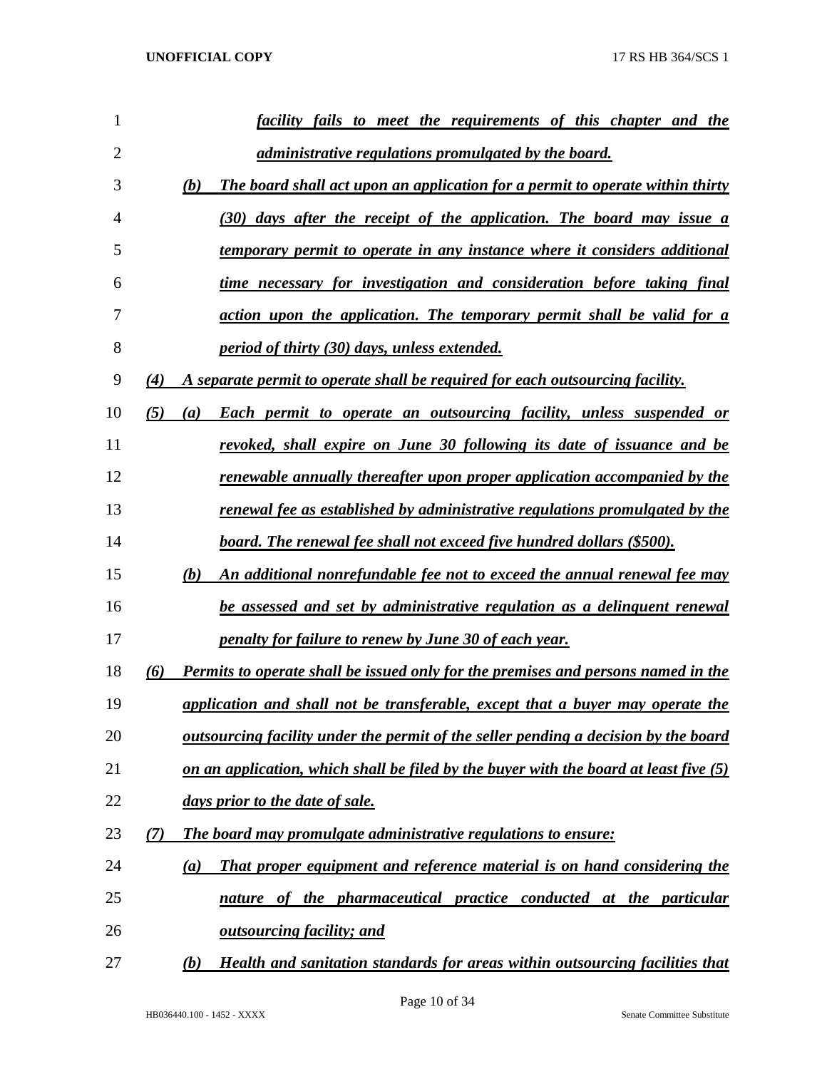*facility fails to meet the requirements of this chapter and the administrative regulations promulgated by the board.*

*(b) The board shall act upon an application for a permit to operate within thirty (30) days after the receipt of the application. The board may issue a temporary permit to operate in any instance where it considers additional time necessary for investigation and consideration before taking final action upon the application. The temporary permit shall be valid for a period of thirty (30) days, unless extended.*

*(4) A separate permit to operate shall be required for each outsourcing facility.*

*(5) (a) Each permit to operate an outsourcing facility, unless suspended or revoked, shall expire on June 30 following its date of issuance and be renewable annually thereafter upon proper application accompanied by the renewal fee as established by administrative regulations promulgated by the board. The renewal fee shall not exceed five hundred dollars ($500).*

*(b) An additional nonrefundable fee not to exceed the annual renewal fee may be assessed and set by administrative regulation as a delinquent renewal penalty for failure to renew by June 30 of each year.*

*(6) Permits to operate shall be issued only for the premises and persons named in the application and shall not be transferable, except that a buyer may operate the outsourcing facility under the permit of the seller pending a decision by the board on an application, which shall be filed by the buyer with the board at least five (5) days prior to the date of sale.*

*(7) The board may promulgate administrative regulations to ensure:*

*(a) That proper equipment and reference material is on hand considering the nature of the pharmaceutical practice conducted at the particular outsourcing facility; and*

*(b) Health and sanitation standards for areas within outsourcing facilities that*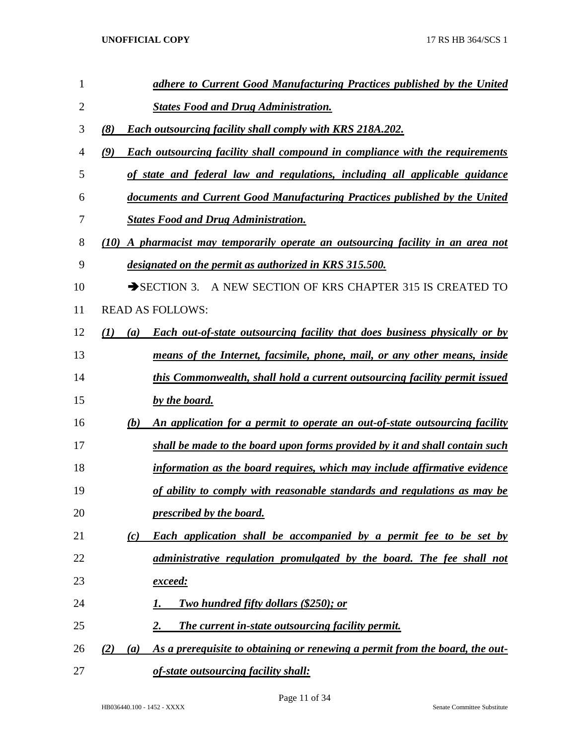***adhere to Current Good Manufacturing Practices published by the United States Food and Drug Administration.***

***(8) Each outsourcing facility shall comply with KRS 218A.202.***

***(9) Each outsourcing facility shall compound in compliance with the requirements of state and federal law and regulations, including all applicable guidance documents and Current Good Manufacturing Practices published by the United States Food and Drug Administration.***

***(10) A pharmacist may temporarily operate an outsourcing facility in an area not designated on the permit as authorized in KRS 315.500.***

➔SECTION 3. A NEW SECTION OF KRS CHAPTER 315 IS CREATED TO READ AS FOLLOWS:

***(1) (a) Each out-of-state outsourcing facility that does business physically or by means of the Internet, facsimile, phone, mail, or any other means, inside this Commonwealth, shall hold a current outsourcing facility permit issued by the board.***

***(b) An application for a permit to operate an out-of-state outsourcing facility shall be made to the board upon forms provided by it and shall contain such information as the board requires, which may include affirmative evidence of ability to comply with reasonable standards and regulations as may be prescribed by the board.***

***(c) Each application shall be accompanied by a permit fee to be set by administrative regulation promulgated by the board. The fee shall not exceed:***

***1. Two hundred fifty dollars ($250); or***

***2. The current in-state outsourcing facility permit.***

***(2) (a) As a prerequisite to obtaining or renewing a permit from the board, the out-of-state outsourcing facility shall:***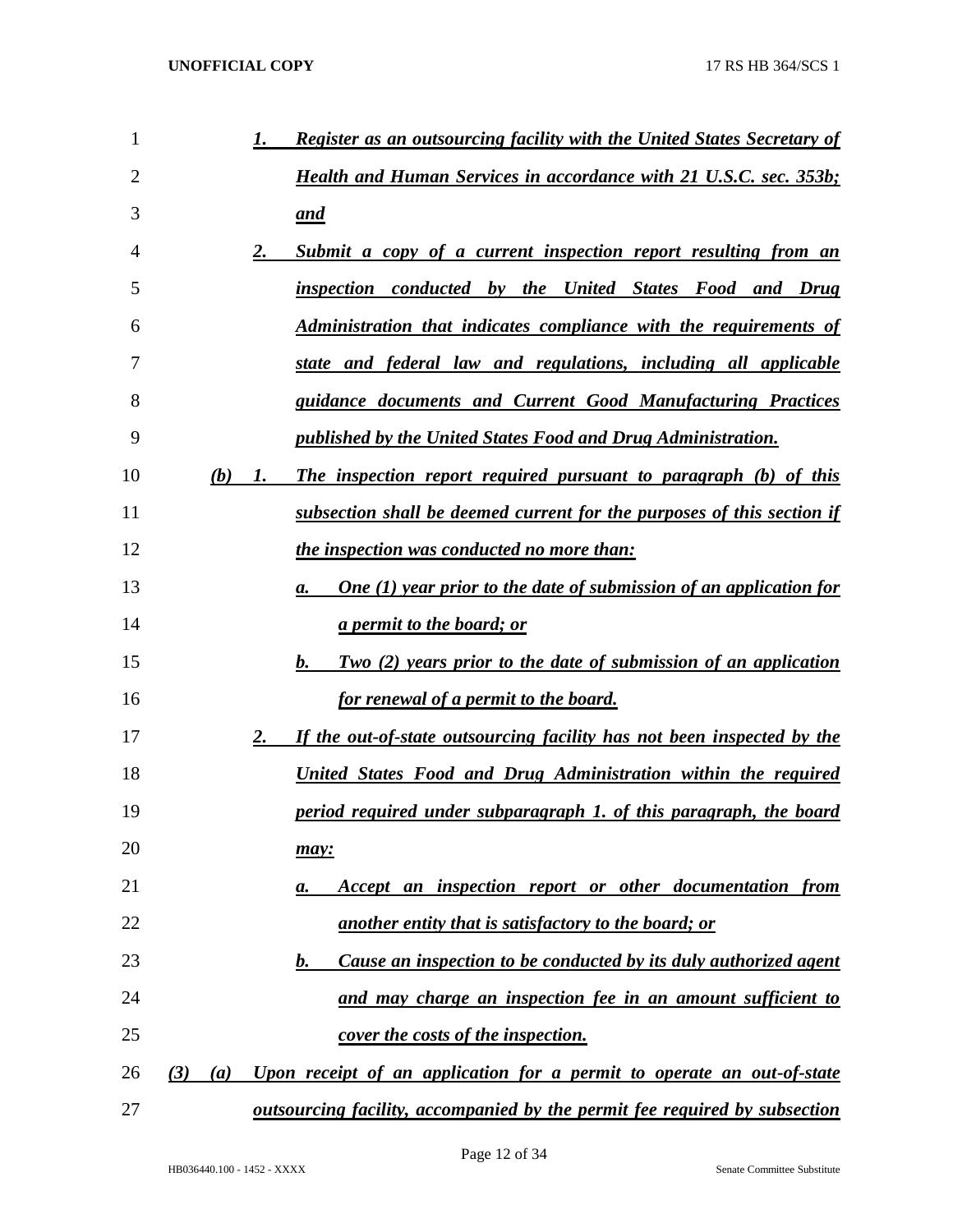***1. Register as an outsourcing facility with the United States Secretary of Health and Human Services in accordance with 21 U.S.C. sec. 353b; and***

***2. Submit a copy of a current inspection report resulting from an inspection conducted by the United States Food and Drug Administration that indicates compliance with the requirements of state and federal law and regulations, including all applicable guidance documents and Current Good Manufacturing Practices published by the United States Food and Drug Administration.***

***(b) 1. The inspection report required pursuant to paragraph (b) of this subsection shall be deemed current for the purposes of this section if the inspection was conducted no more than:***

***a. One (1) year prior to the date of submission of an application for a permit to the board; or***

***b. Two (2) years prior to the date of submission of an application for renewal of a permit to the board.***

***2. If the out-of-state outsourcing facility has not been inspected by the United States Food and Drug Administration within the required period required under subparagraph 1. of this paragraph, the board may:***

***a. Accept an inspection report or other documentation from another entity that is satisfactory to the board; or***

***b. Cause an inspection to be conducted by its duly authorized agent and may charge an inspection fee in an amount sufficient to cover the costs of the inspection.***

***(3) (a) Upon receipt of an application for a permit to operate an out-of-state outsourcing facility, accompanied by the permit fee required by subsection***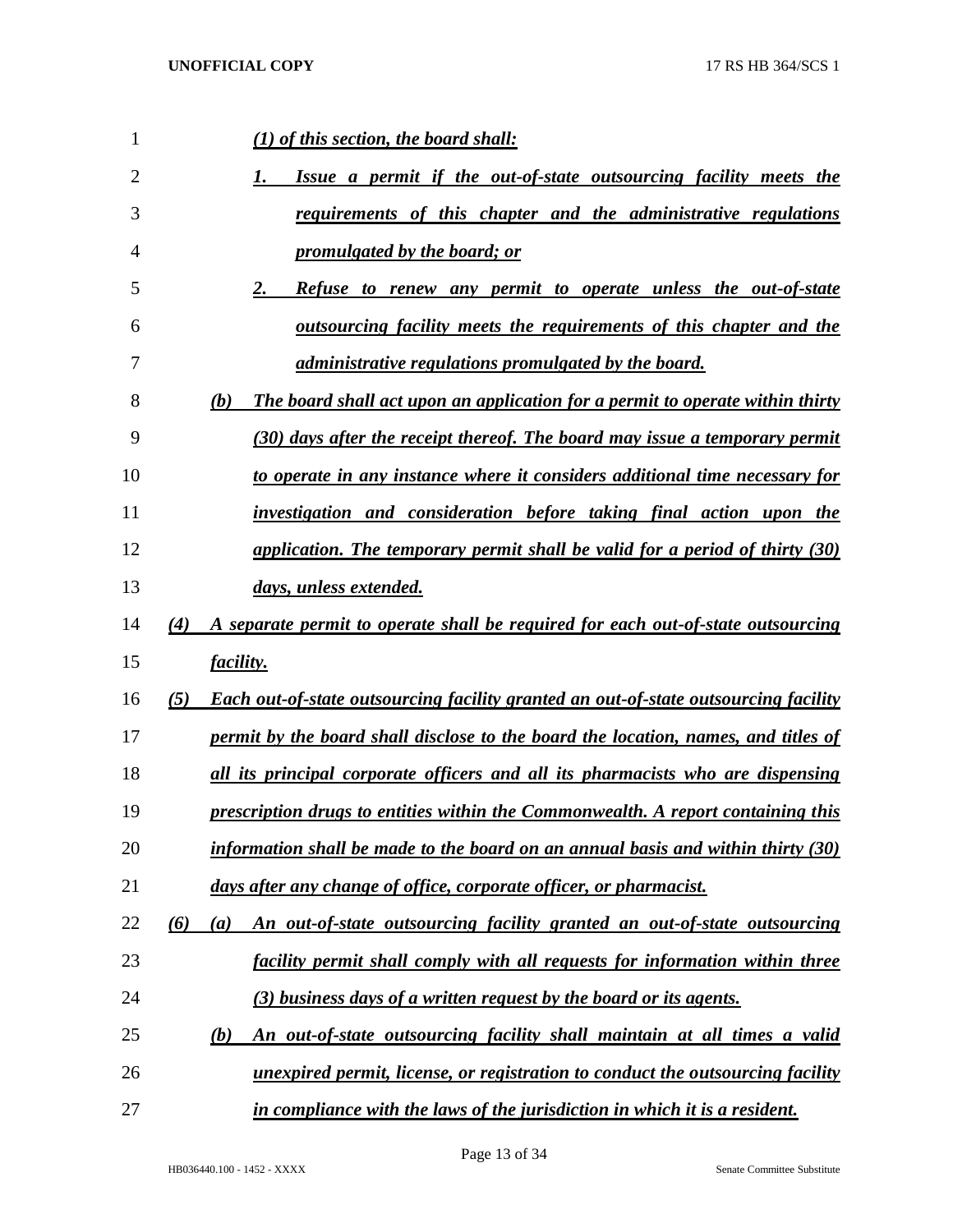*(1) of this section, the board shall:*

*1. Issue a permit if the out-of-state outsourcing facility meets the requirements of this chapter and the administrative regulations promulgated by the board; or*

*2. Refuse to renew any permit to operate unless the out-of-state outsourcing facility meets the requirements of this chapter and the administrative regulations promulgated by the board.*

*(b) The board shall act upon an application for a permit to operate within thirty (30) days after the receipt thereof. The board may issue a temporary permit to operate in any instance where it considers additional time necessary for investigation and consideration before taking final action upon the application. The temporary permit shall be valid for a period of thirty (30) days, unless extended.*

*(4) A separate permit to operate shall be required for each out-of-state outsourcing facility.*

*(5) Each out-of-state outsourcing facility granted an out-of-state outsourcing facility permit by the board shall disclose to the board the location, names, and titles of all its principal corporate officers and all its pharmacists who are dispensing prescription drugs to entities within the Commonwealth. A report containing this information shall be made to the board on an annual basis and within thirty (30) days after any change of office, corporate officer, or pharmacist.*

*(6) (a) An out-of-state outsourcing facility granted an out-of-state outsourcing facility permit shall comply with all requests for information within three (3) business days of a written request by the board or its agents.*

*(b) An out-of-state outsourcing facility shall maintain at all times a valid unexpired permit, license, or registration to conduct the outsourcing facility in compliance with the laws of the jurisdiction in which it is a resident.*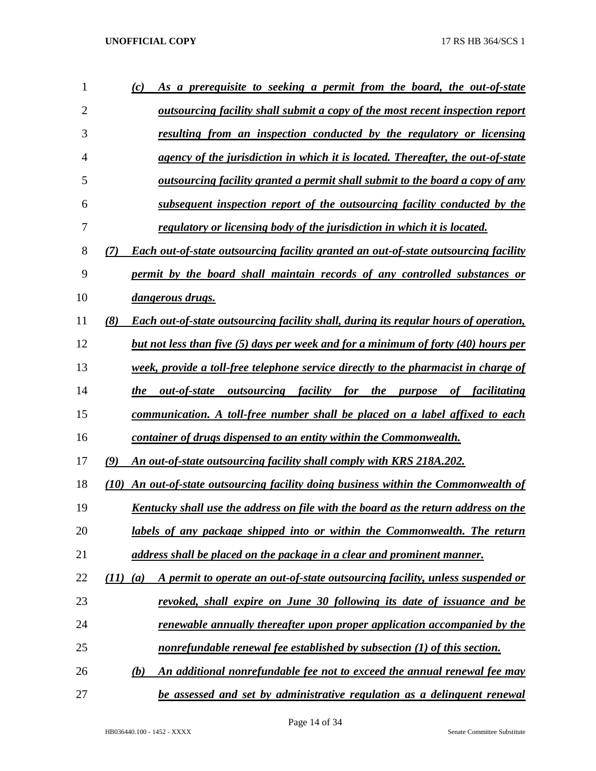*(c) As a prerequisite to seeking a permit from the board, the out-of-state outsourcing facility shall submit a copy of the most recent inspection report resulting from an inspection conducted by the regulatory or licensing agency of the jurisdiction in which it is located. Thereafter, the out-of-state outsourcing facility granted a permit shall submit to the board a copy of any subsequent inspection report of the outsourcing facility conducted by the regulatory or licensing body of the jurisdiction in which it is located.*

*(7) Each out-of-state outsourcing facility granted an out-of-state outsourcing facility permit by the board shall maintain records of any controlled substances or dangerous drugs.*

*(8) Each out-of-state outsourcing facility shall, during its regular hours of operation, but not less than five (5) days per week and for a minimum of forty (40) hours per week, provide a toll-free telephone service directly to the pharmacist in charge of the out-of-state outsourcing facility for the purpose of facilitating communication. A toll-free number shall be placed on a label affixed to each container of drugs dispensed to an entity within the Commonwealth.*

*(9) An out-of-state outsourcing facility shall comply with KRS 218A.202.*

*(10) An out-of-state outsourcing facility doing business within the Commonwealth of Kentucky shall use the address on file with the board as the return address on the labels of any package shipped into or within the Commonwealth. The return address shall be placed on the package in a clear and prominent manner.*

*(11) (a) A permit to operate an out-of-state outsourcing facility, unless suspended or revoked, shall expire on June 30 following its date of issuance and be renewable annually thereafter upon proper application accompanied by the nonrefundable renewal fee established by subsection (1) of this section.*

*(b) An additional nonrefundable fee not to exceed the annual renewal fee may be assessed and set by administrative regulation as a delinquent renewal*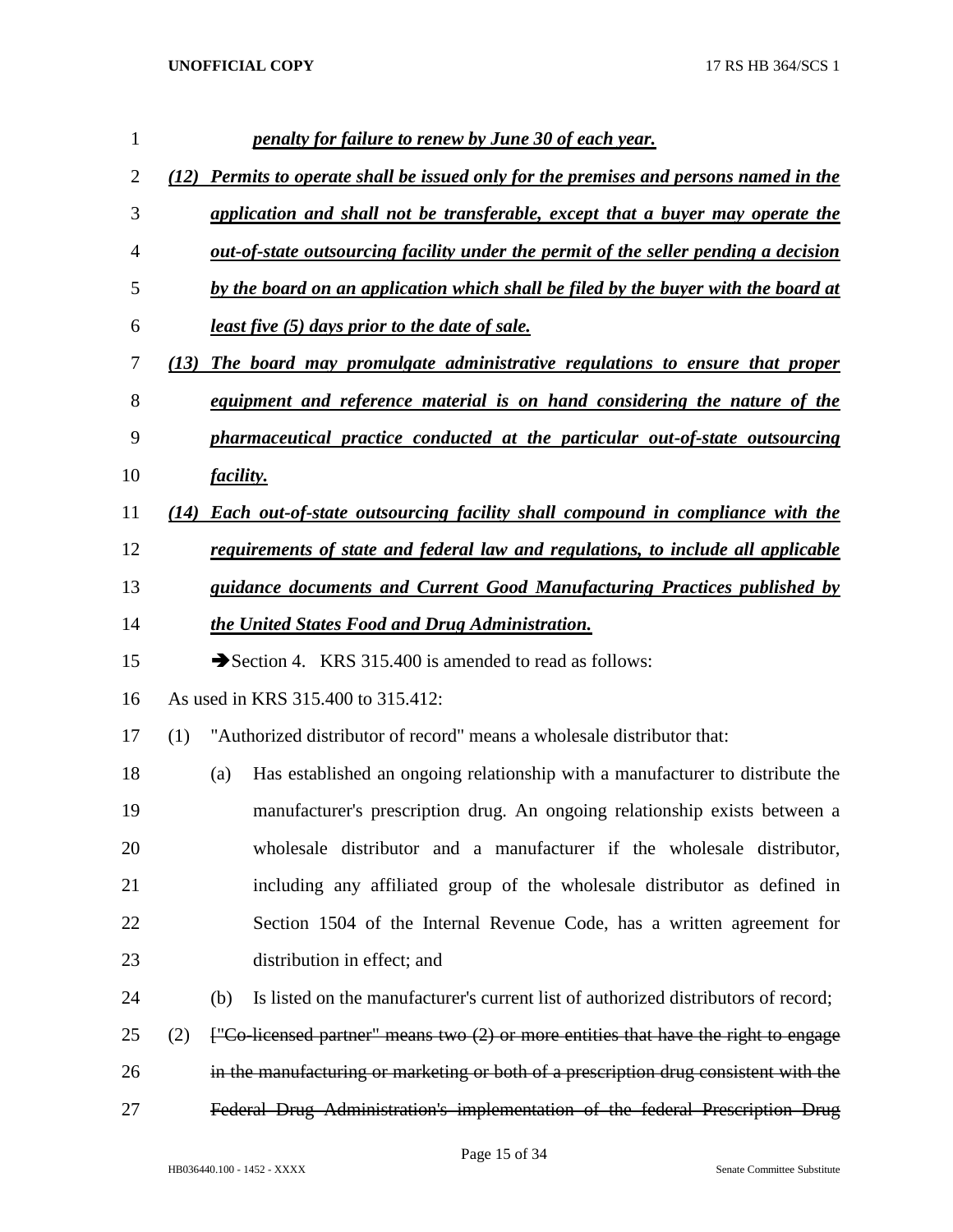***penalty for failure to renew by June 30 of each year.***

***(12) Permits to operate shall be issued only for the premises and persons named in the application and shall not be transferable, except that a buyer may operate the out-of-state outsourcing facility under the permit of the seller pending a decision by the board on an application which shall be filed by the buyer with the board at least five (5) days prior to the date of sale.***

***(13) The board may promulgate administrative regulations to ensure that proper equipment and reference material is on hand considering the nature of the pharmaceutical practice conducted at the particular out-of-state outsourcing facility.***

***(14) Each out-of-state outsourcing facility shall compound in compliance with the requirements of state and federal law and regulations, to include all applicable guidance documents and Current Good Manufacturing Practices published by the United States Food and Drug Administration.***

➔Section 4. KRS 315.400 is amended to read as follows:

As used in KRS 315.400 to 315.412:

(1) "Authorized distributor of record" means a wholesale distributor that:

(a) Has established an ongoing relationship with a manufacturer to distribute the manufacturer's prescription drug. An ongoing relationship exists between a wholesale distributor and a manufacturer if the wholesale distributor, including any affiliated group of the wholesale distributor as defined in Section 1504 of the Internal Revenue Code, has a written agreement for distribution in effect; and

(b) Is listed on the manufacturer's current list of authorized distributors of record;

(2) ~~["Co-licensed partner" means two (2) or more entities that have the right to engage in the manufacturing or marketing or both of a prescription drug consistent with the Federal Drug Administration's implementation of the federal Prescription Drug~~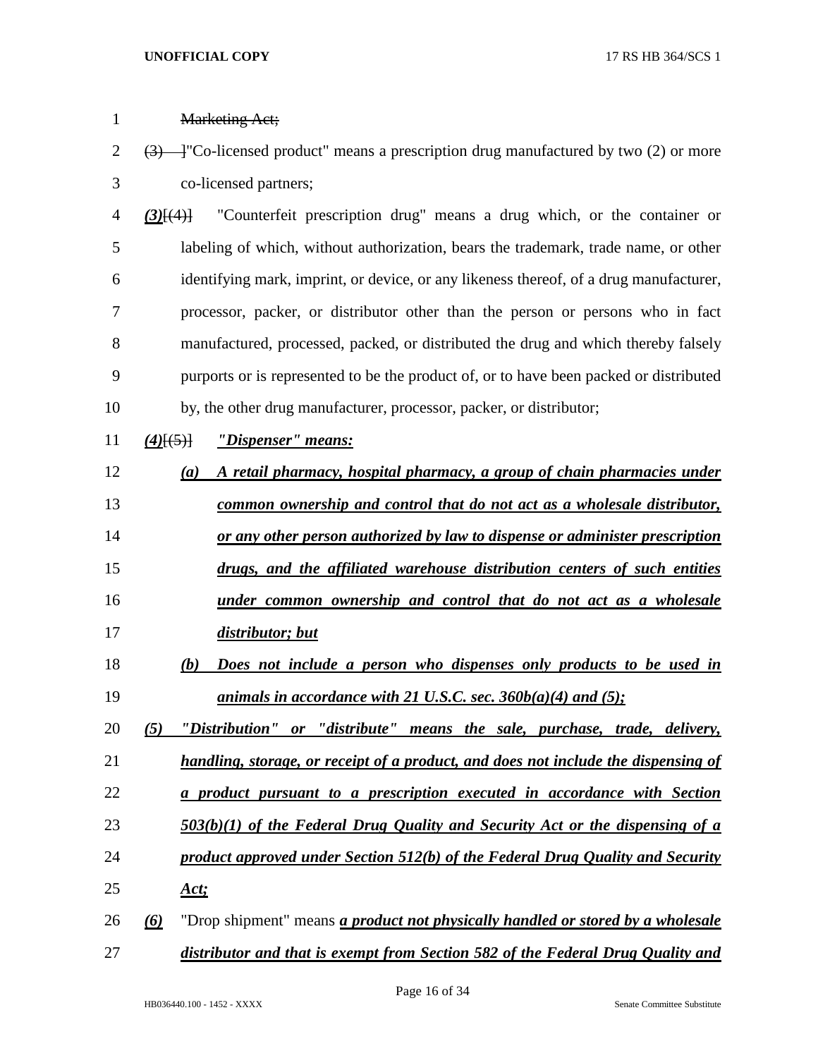~~Marketing Act;~~

~~(3) ]~~"Co-licensed product" means a prescription drug manufactured by two (2) or more co-licensed partners;

***(3)***~~[(4)]~~ "Counterfeit prescription drug" means a drug which, or the container or labeling of which, without authorization, bears the trademark, trade name, or other identifying mark, imprint, or device, or any likeness thereof, of a drug manufacturer, processor, packer, or distributor other than the person or persons who in fact manufactured, processed, packed, or distributed the drug and which thereby falsely purports or is represented to be the product of, or to have been packed or distributed by, the other drug manufacturer, processor, packer, or distributor;

***(4)***~~[(5)]~~ ***"Dispenser" means:***

***(a) A retail pharmacy, hospital pharmacy, a group of chain pharmacies under common ownership and control that do not act as a wholesale distributor, or any other person authorized by law to dispense or administer prescription drugs, and the affiliated warehouse distribution centers of such entities under common ownership and control that do not act as a wholesale distributor; but***

***(b) Does not include a person who dispenses only products to be used in animals in accordance with 21 U.S.C. sec. 360b(a)(4) and (5);***

***(5) "Distribution" or "distribute" means the sale, purchase, trade, delivery, handling, storage, or receipt of a product, and does not include the dispensing of a product pursuant to a prescription executed in accordance with Section 503(b)(1) of the Federal Drug Quality and Security Act or the dispensing of a product approved under Section 512(b) of the Federal Drug Quality and Security Act;***

***(6)*** "Drop shipment" means ***a product not physically handled or stored by a wholesale distributor and that is exempt from Section 582 of the Federal Drug Quality and***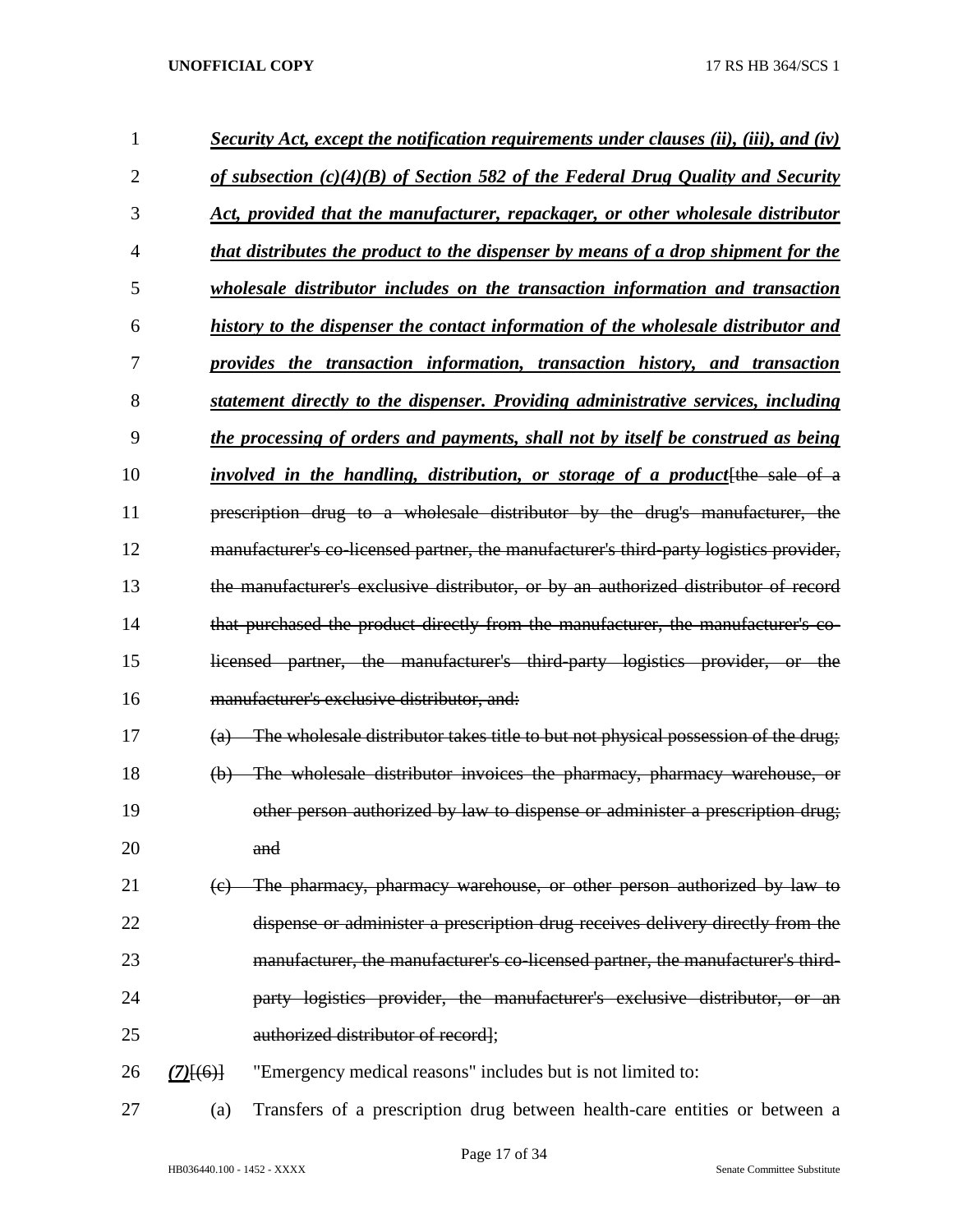***Security Act, except the notification requirements under clauses (ii), (iii), and (iv) of subsection (c)(4)(B) of Section 582 of the Federal Drug Quality and Security Act, provided that the manufacturer, repackager, or other wholesale distributor that distributes the product to the dispenser by means of a drop shipment for the wholesale distributor includes on the transaction information and transaction history to the dispenser the contact information of the wholesale distributor and provides the transaction information, transaction history, and transaction statement directly to the dispenser. Providing administrative services, including the processing of orders and payments, shall not by itself be construed as being involved in the handling, distribution, or storage of a product***~~[the sale of a prescription drug to a wholesale distributor by the drug's manufacturer, the manufacturer's co-licensed partner, the manufacturer's third-party logistics provider, the manufacturer's exclusive distributor, or by an authorized distributor of record that purchased the product directly from the manufacturer, the manufacturer's co-licensed partner, the manufacturer's third-party logistics provider, or the manufacturer's exclusive distributor, and:~~

~~(a) The wholesale distributor takes title to but not physical possession of the drug;~~

~~(b) The wholesale distributor invoices the pharmacy, pharmacy warehouse, or other person authorized by law to dispense or administer a prescription drug; and~~

~~(c) The pharmacy, pharmacy warehouse, or other person authorized by law to dispense or administer a prescription drug receives delivery directly from the manufacturer, the manufacturer's co-licensed partner, the manufacturer's third-party logistics provider, the manufacturer's exclusive distributor, or an authorized distributor of record]~~;

***(7)***~~[(6)]~~ "Emergency medical reasons" includes but is not limited to:

(a) Transfers of a prescription drug between health-care entities or between a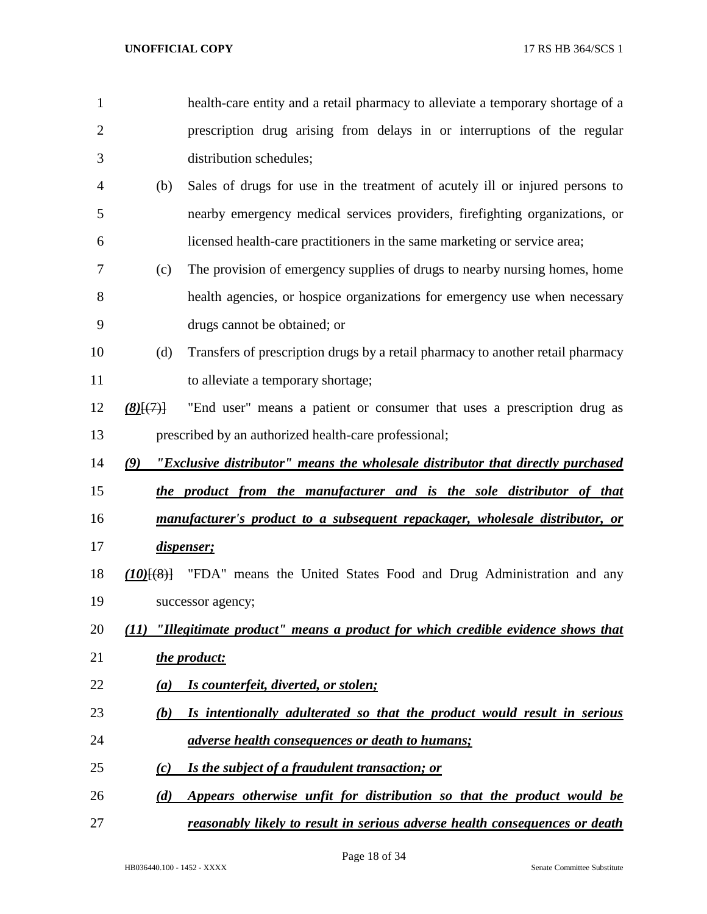health-care entity and a retail pharmacy to alleviate a temporary shortage of a prescription drug arising from delays in or interruptions of the regular distribution schedules;

(b) Sales of drugs for use in the treatment of acutely ill or injured persons to nearby emergency medical services providers, firefighting organizations, or licensed health-care practitioners in the same marketing or service area;

(c) The provision of emergency supplies of drugs to nearby nursing homes, home health agencies, or hospice organizations for emergency use when necessary drugs cannot be obtained; or

(d) Transfers of prescription drugs by a retail pharmacy to another retail pharmacy to alleviate a temporary shortage;

***(8)***~~[(7)]~~ "End user" means a patient or consumer that uses a prescription drug as prescribed by an authorized health-care professional;

***(9) "Exclusive distributor" means the wholesale distributor that directly purchased the product from the manufacturer and is the sole distributor of that manufacturer's product to a subsequent repackager, wholesale distributor, or dispenser;***

***(10)***~~[(8)]~~ "FDA" means the United States Food and Drug Administration and any successor agency;

***(11) "Illegitimate product" means a product for which credible evidence shows that the product:***

***(a) Is counterfeit, diverted, or stolen;***

***(b) Is intentionally adulterated so that the product would result in serious adverse health consequences or death to humans;***

***(c) Is the subject of a fraudulent transaction; or***

***(d) Appears otherwise unfit for distribution so that the product would be reasonably likely to result in serious adverse health consequences or death***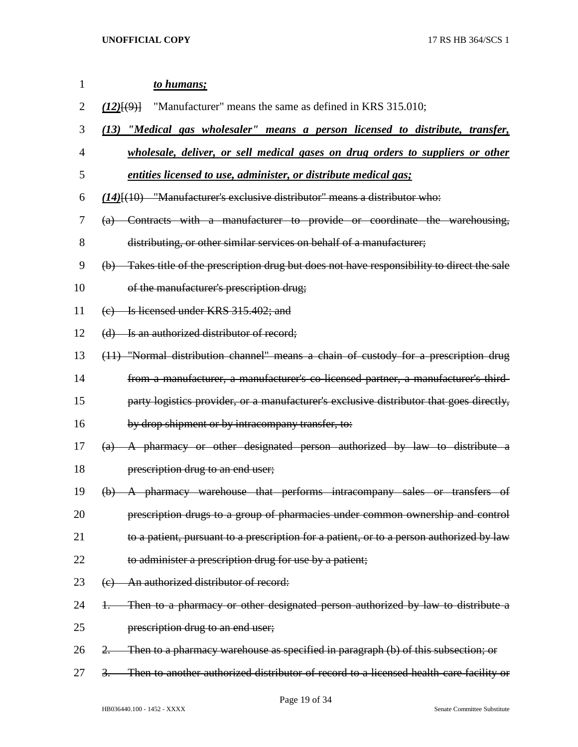*to humans;*

***(12)***[(9)] "Manufacturer" means the same as defined in KRS 315.010;

***(13) "Medical gas wholesaler" means a person licensed to distribute, transfer, wholesale, deliver, or sell medical gases on drug orders to suppliers or other entities licensed to use, administer, or distribute medical gas;***

***(14)***[(10) "Manufacturer's exclusive distributor" means a distributor who:

(a) Contracts with a manufacturer to provide or coordinate the warehousing, distributing, or other similar services on behalf of a manufacturer;

(b) Takes title of the prescription drug but does not have responsibility to direct the sale of the manufacturer's prescription drug;

(c) Is licensed under KRS 315.402; and

(d) Is an authorized distributor of record;

(11) "Normal distribution channel" means a chain of custody for a prescription drug from a manufacturer, a manufacturer's co-licensed partner, a manufacturer's third-party logistics provider, or a manufacturer's exclusive distributor that goes directly, by drop shipment or by intracompany transfer, to:

(a) A pharmacy or other designated person authorized by law to distribute a prescription drug to an end user;

(b) A pharmacy warehouse that performs intracompany sales or transfers of prescription drugs to a group of pharmacies under common ownership and control to a patient, pursuant to a prescription for a patient, or to a person authorized by law to administer a prescription drug for use by a patient;

(c) An authorized distributor of record:

1. Then to a pharmacy or other designated person authorized by law to distribute a prescription drug to an end user;

2. Then to a pharmacy warehouse as specified in paragraph (b) of this subsection; or

3. Then to another authorized distributor of record to a licensed health-care facility or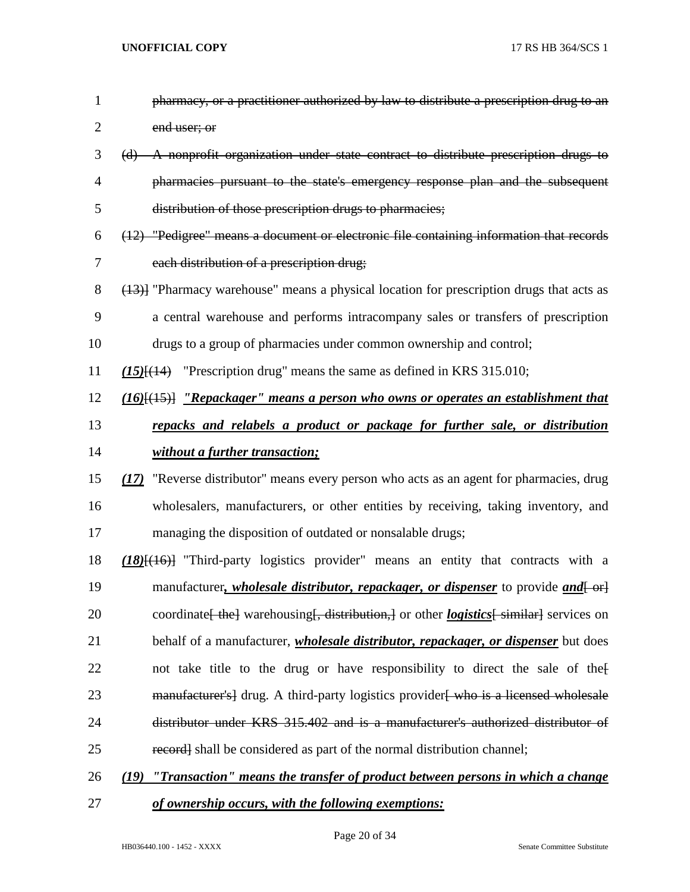pharmacy, or a practitioner authorized by law to distribute a prescription drug to an end user; or

(d) A nonprofit organization under state contract to distribute prescription drugs to pharmacies pursuant to the state's emergency response plan and the subsequent distribution of those prescription drugs to pharmacies;

(12) "Pedigree" means a document or electronic file containing information that records each distribution of a prescription drug;

(13)] "Pharmacy warehouse" means a physical location for prescription drugs that acts as a central warehouse and performs intracompany sales or transfers of prescription drugs to a group of pharmacies under common ownership and control;

***(15)***[(14) "Prescription drug" means the same as defined in KRS 315.010;

***(16)***[(15)] ***"Repackager" means a person who owns or operates an establishment that repacks and relabels a product or package for further sale, or distribution without a further transaction;***

***(17)*** "Reverse distributor" means every person who acts as an agent for pharmacies, drug wholesalers, manufacturers, or other entities by receiving, taking inventory, and managing the disposition of outdated or nonsalable drugs;

***(18)***[(16)] "Third-party logistics provider" means an entity that contracts with a manufacturer***, wholesale distributor, repackager, or dispenser*** to provide ***and***[ or] coordinate[ the] warehousing[, distribution,] or other ***logistics***[ similar] services on behalf of a manufacturer, ***wholesale distributor, repackager, or dispenser*** but does not take title to the drug or have responsibility to direct the sale of the[ manufacturer's] drug. A third-party logistics provider[ who is a licensed wholesale distributor under KRS 315.402 and is a manufacturer's authorized distributor of record] shall be considered as part of the normal distribution channel;

***(19) "Transaction" means the transfer of product between persons in which a change of ownership occurs, with the following exemptions:***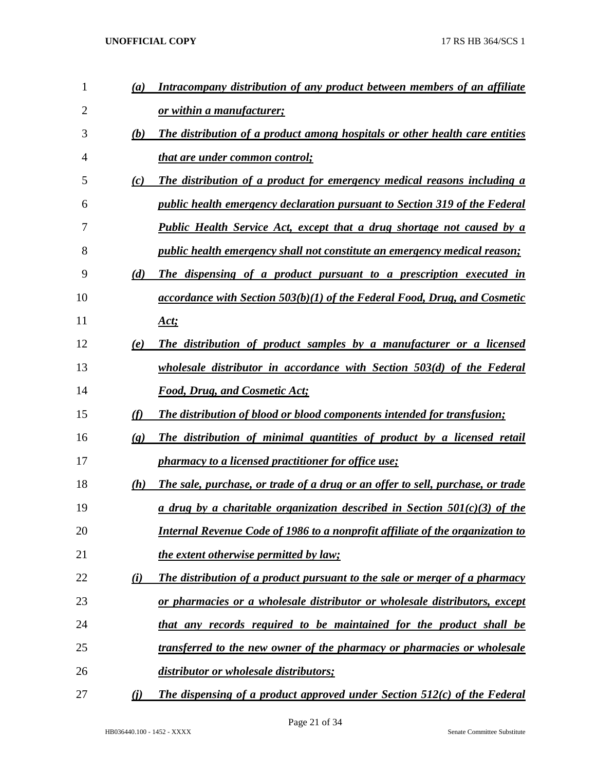*(a)* ***Intracompany distribution of any product between members of an affiliate or within a manufacturer;***

*(b)* ***The distribution of a product among hospitals or other health care entities that are under common control;***

*(c)* ***The distribution of a product for emergency medical reasons including a public health emergency declaration pursuant to Section 319 of the Federal Public Health Service Act, except that a drug shortage not caused by a public health emergency shall not constitute an emergency medical reason;***

*(d)* ***The dispensing of a product pursuant to a prescription executed in accordance with Section 503(b)(1) of the Federal Food, Drug, and Cosmetic Act;***

*(e)* ***The distribution of product samples by a manufacturer or a licensed wholesale distributor in accordance with Section 503(d) of the Federal Food, Drug, and Cosmetic Act;***

*(f)* ***The distribution of blood or blood components intended for transfusion;***

*(g)* ***The distribution of minimal quantities of product by a licensed retail pharmacy to a licensed practitioner for office use;***

*(h)* ***The sale, purchase, or trade of a drug or an offer to sell, purchase, or trade a drug by a charitable organization described in Section 501(c)(3) of the Internal Revenue Code of 1986 to a nonprofit affiliate of the organization to the extent otherwise permitted by law;***

*(i)* ***The distribution of a product pursuant to the sale or merger of a pharmacy or pharmacies or a wholesale distributor or wholesale distributors, except that any records required to be maintained for the product shall be transferred to the new owner of the pharmacy or pharmacies or wholesale distributor or wholesale distributors;***

*(j)* ***The dispensing of a product approved under Section 512(c) of the Federal***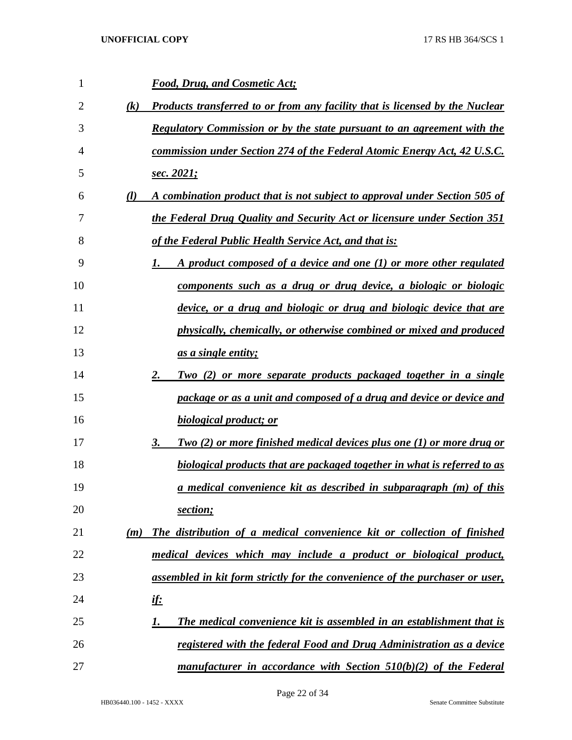***Food, Drug, and Cosmetic Act;***

***(k) Products transferred to or from any facility that is licensed by the Nuclear Regulatory Commission or by the state pursuant to an agreement with the commission under Section 274 of the Federal Atomic Energy Act, 42 U.S.C. sec. 2021;***

***(l) A combination product that is not subject to approval under Section 505 of the Federal Drug Quality and Security Act or licensure under Section 351 of the Federal Public Health Service Act, and that is:***

***1. A product composed of a device and one (1) or more other regulated components such as a drug or drug device, a biologic or biologic device, or a drug and biologic or drug and biologic device that are physically, chemically, or otherwise combined or mixed and produced as a single entity;***

***2. Two (2) or more separate products packaged together in a single package or as a unit and composed of a drug and device or device and biological product; or***

***3. Two (2) or more finished medical devices plus one (1) or more drug or biological products that are packaged together in what is referred to as a medical convenience kit as described in subparagraph (m) of this section;***

***(m) The distribution of a medical convenience kit or collection of finished medical devices which may include a product or biological product, assembled in kit form strictly for the convenience of the purchaser or user, if:***

***1. The medical convenience kit is assembled in an establishment that is registered with the federal Food and Drug Administration as a device manufacturer in accordance with Section 510(b)(2) of the Federal***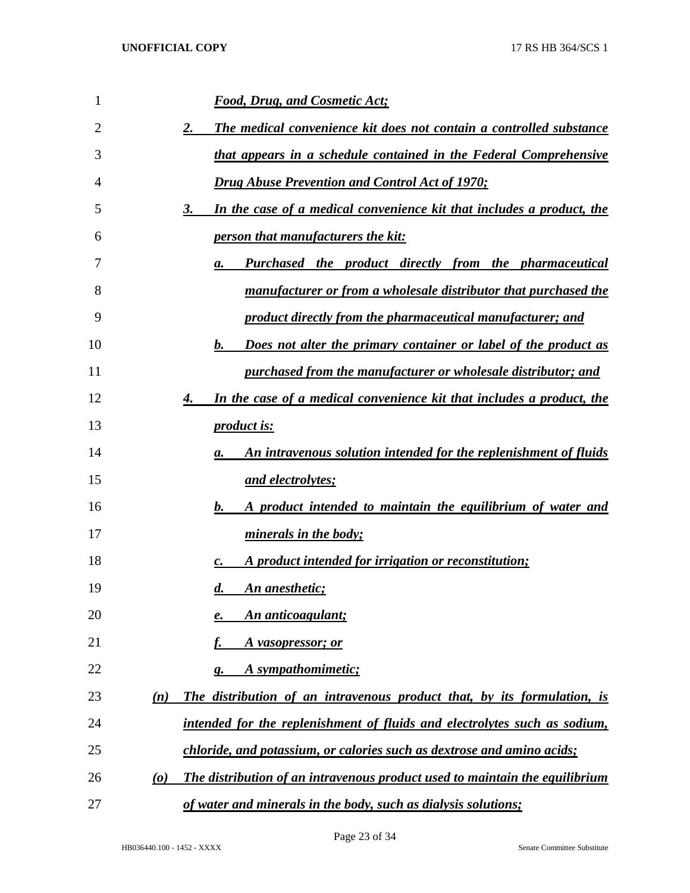*Food, Drug, and Cosmetic Act;*

2. *The medical convenience kit does not contain a controlled substance that appears in a schedule contained in the Federal Comprehensive Drug Abuse Prevention and Control Act of 1970;*

3. *In the case of a medical convenience kit that includes a product, the person that manufacturers the kit:*

   a. *Purchased the product directly from the pharmaceutical manufacturer or from a wholesale distributor that purchased the product directly from the pharmaceutical manufacturer; and*

   b. *Does not alter the primary container or label of the product as purchased from the manufacturer or wholesale distributor; and*

4. *In the case of a medical convenience kit that includes a product, the product is:*

   a. *An intravenous solution intended for the replenishment of fluids and electrolytes;*

   b. *A product intended to maintain the equilibrium of water and minerals in the body;*

   c. *A product intended for irrigation or reconstitution;*

   d. *An anesthetic;*

   e. *An anticoagulant;*

   f. *A vasopressor; or*

   g. *A sympathomimetic;*

(n) *The distribution of an intravenous product that, by its formulation, is intended for the replenishment of fluids and electrolytes such as sodium, chloride, and potassium, or calories such as dextrose and amino acids;*

(o) *The distribution of an intravenous product used to maintain the equilibrium of water and minerals in the body, such as dialysis solutions;*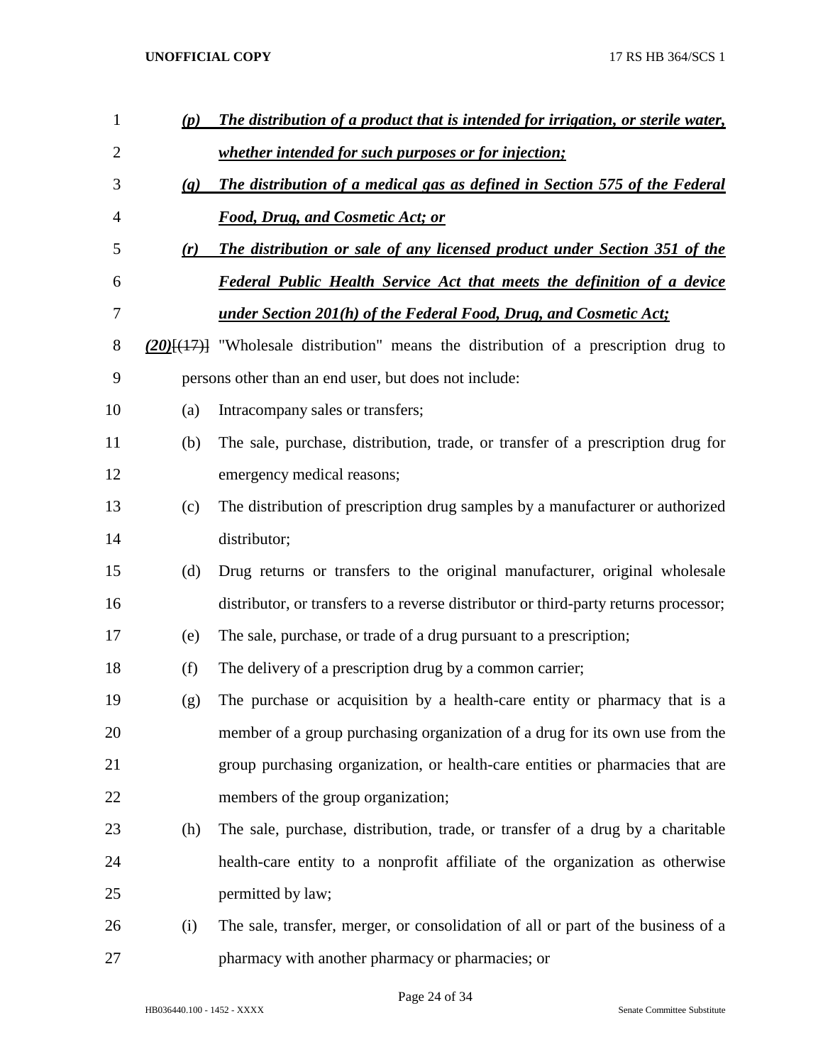*(p)* ***The distribution of a product that is intended for irrigation, or sterile water, whether intended for such purposes or for injection;***

*(q)* ***The distribution of a medical gas as defined in Section 575 of the Federal Food, Drug, and Cosmetic Act; or***

*(r)* ***The distribution or sale of any licensed product under Section 351 of the Federal Public Health Service Act that meets the definition of a device under Section 201(h) of the Federal Food, Drug, and Cosmetic Act;***

***(20)***~~[(17)]~~ "Wholesale distribution" means the distribution of a prescription drug to persons other than an end user, but does not include:

(a) Intracompany sales or transfers;

(b) The sale, purchase, distribution, trade, or transfer of a prescription drug for emergency medical reasons;

(c) The distribution of prescription drug samples by a manufacturer or authorized distributor;

(d) Drug returns or transfers to the original manufacturer, original wholesale distributor, or transfers to a reverse distributor or third-party returns processor;

(e) The sale, purchase, or trade of a drug pursuant to a prescription;

(f) The delivery of a prescription drug by a common carrier;

(g) The purchase or acquisition by a health-care entity or pharmacy that is a member of a group purchasing organization of a drug for its own use from the group purchasing organization, or health-care entities or pharmacies that are members of the group organization;

(h) The sale, purchase, distribution, trade, or transfer of a drug by a charitable health-care entity to a nonprofit affiliate of the organization as otherwise permitted by law;

(i) The sale, transfer, merger, or consolidation of all or part of the business of a pharmacy with another pharmacy or pharmacies; or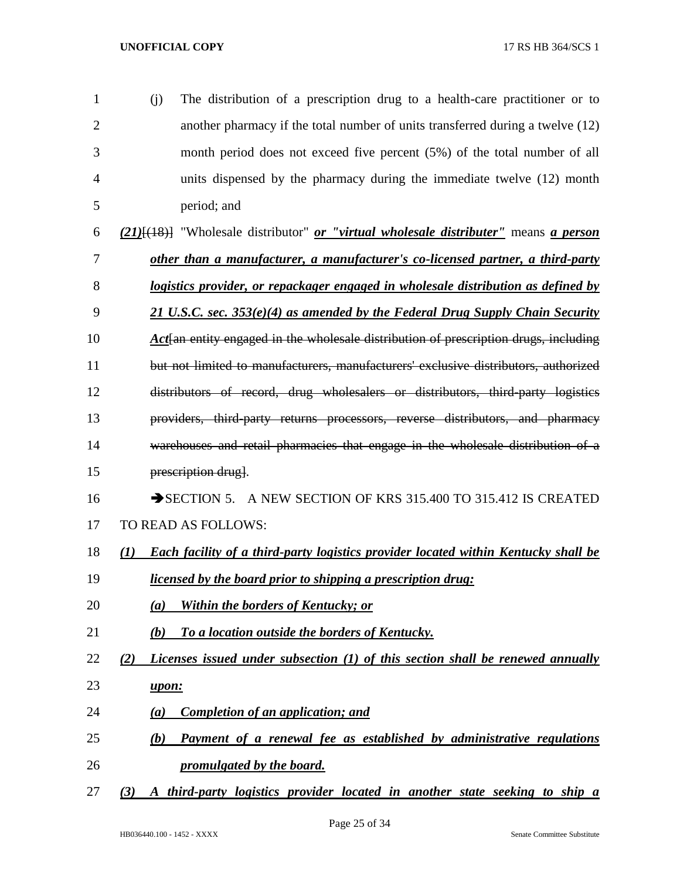(j) The distribution of a prescription drug to a health-care practitioner or to another pharmacy if the total number of units transferred during a twelve (12) month period does not exceed five percent (5%) of the total number of all units dispensed by the pharmacy during the immediate twelve (12) month period; and

***(21)***~~[(18)]~~ "Wholesale distributor" ***or "virtual wholesale distributer"*** means ***a person other than a manufacturer, a manufacturer's co-licensed partner, a third-party logistics provider, or repackager engaged in wholesale distribution as defined by 21 U.S.C. sec. 353(e)(4) as amended by the Federal Drug Supply Chain Security Act***~~[an entity engaged in the wholesale distribution of prescription drugs, including but not limited to manufacturers, manufacturers' exclusive distributors, authorized distributors of record, drug wholesalers or distributors, third-party logistics providers, third-party returns processors, reverse distributors, and pharmacy warehouses and retail pharmacies that engage in the wholesale distribution of a prescription drug]~~.

➔SECTION 5. A NEW SECTION OF KRS 315.400 TO 315.412 IS CREATED TO READ AS FOLLOWS:

***(1) Each facility of a third-party logistics provider located within Kentucky shall be licensed by the board prior to shipping a prescription drug:***

***(a) Within the borders of Kentucky; or***

***(b) To a location outside the borders of Kentucky.***

***(2) Licenses issued under subsection (1) of this section shall be renewed annually upon:***

***(a) Completion of an application; and***

***(b) Payment of a renewal fee as established by administrative regulations promulgated by the board.***

***(3) A third-party logistics provider located in another state seeking to ship a***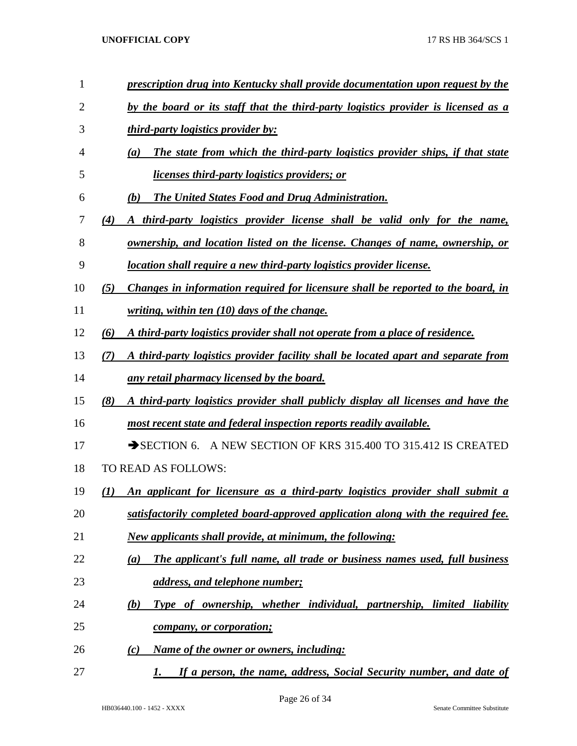***prescription drug into Kentucky shall provide documentation upon request by the by the board or its staff that the third-party logistics provider is licensed as a third-party logistics provider by:***

***(a) The state from which the third-party logistics provider ships, if that state licenses third-party logistics providers; or***

***(b) The United States Food and Drug Administration.***

***(4) A third-party logistics provider license shall be valid only for the name, ownership, and location listed on the license. Changes of name, ownership, or location shall require a new third-party logistics provider license.***

***(5) Changes in information required for licensure shall be reported to the board, in writing, within ten (10) days of the change.***

***(6) A third-party logistics provider shall not operate from a place of residence.***

***(7) A third-party logistics provider facility shall be located apart and separate from any retail pharmacy licensed by the board.***

***(8) A third-party logistics provider shall publicly display all licenses and have the most recent state and federal inspection reports readily available.***

➔SECTION 6. A NEW SECTION OF KRS 315.400 TO 315.412 IS CREATED TO READ AS FOLLOWS:

***(1) An applicant for licensure as a third-party logistics provider shall submit a satisfactorily completed board-approved application along with the required fee. New applicants shall provide, at minimum, the following:***

***(a) The applicant's full name, all trade or business names used, full business address, and telephone number;***

***(b) Type of ownership, whether individual, partnership, limited liability company, or corporation;***

***(c) Name of the owner or owners, including:***

***1. If a person, the name, address, Social Security number, and date of***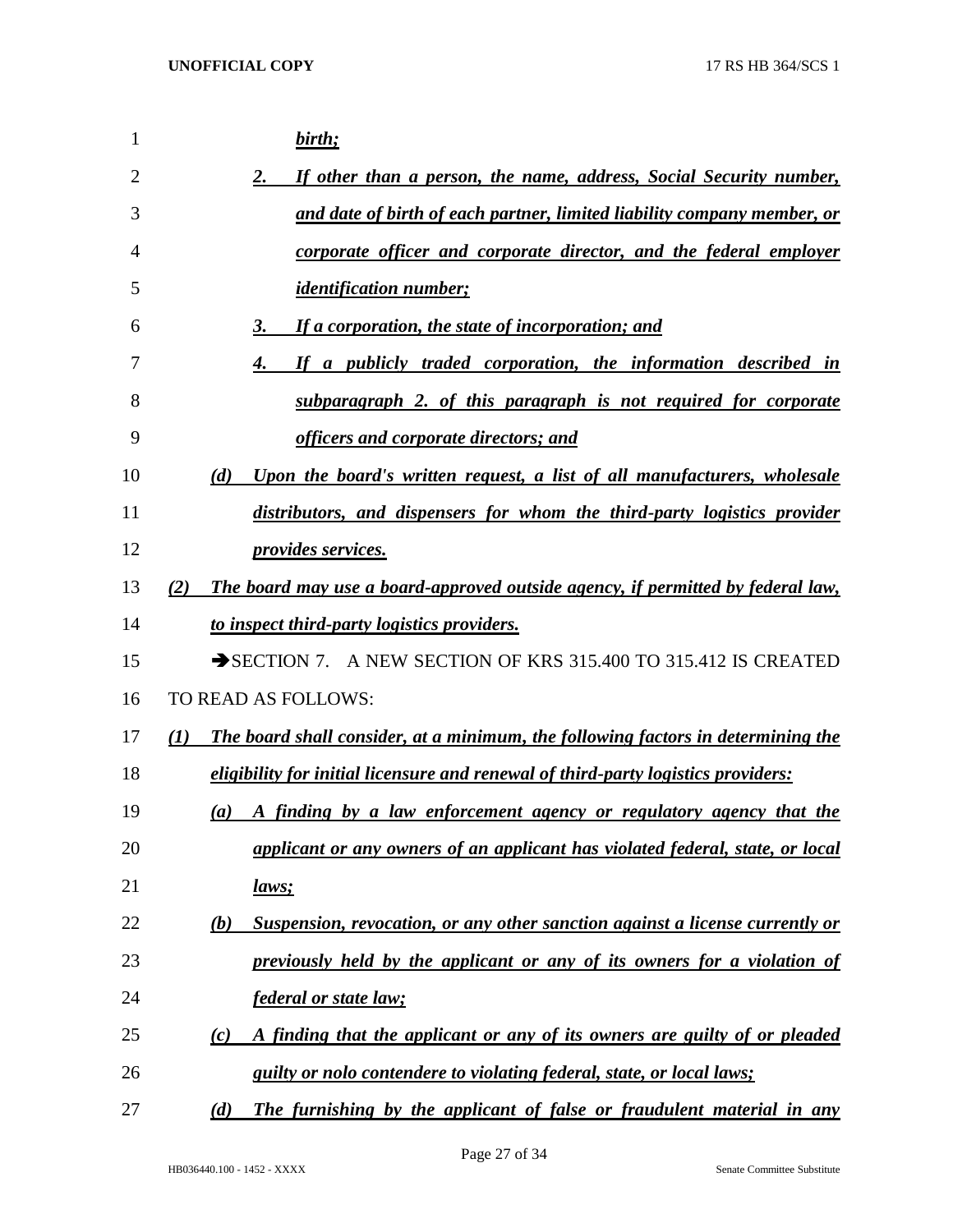*birth;*

2. *If other than a person, the name, address, Social Security number, and date of birth of each partner, limited liability company member, or corporate officer and corporate director, and the federal employer identification number;*

3. *If a corporation, the state of incorporation; and*

4. *If a publicly traded corporation, the information described in subparagraph 2. of this paragraph is not required for corporate officers and corporate directors; and*

*(d) Upon the board's written request, a list of all manufacturers, wholesale distributors, and dispensers for whom the third-party logistics provider provides services.*

*(2) The board may use a board-approved outside agency, if permitted by federal law, to inspect third-party logistics providers.*

➔SECTION 7. A NEW SECTION OF KRS 315.400 TO 315.412 IS CREATED TO READ AS FOLLOWS:

*(1) The board shall consider, at a minimum, the following factors in determining the eligibility for initial licensure and renewal of third-party logistics providers:*

*(a) A finding by a law enforcement agency or regulatory agency that the applicant or any owners of an applicant has violated federal, state, or local laws;*

*(b) Suspension, revocation, or any other sanction against a license currently or previously held by the applicant or any of its owners for a violation of federal or state law;*

*(c) A finding that the applicant or any of its owners are guilty of or pleaded guilty or nolo contendere to violating federal, state, or local laws;*

*(d) The furnishing by the applicant of false or fraudulent material in any*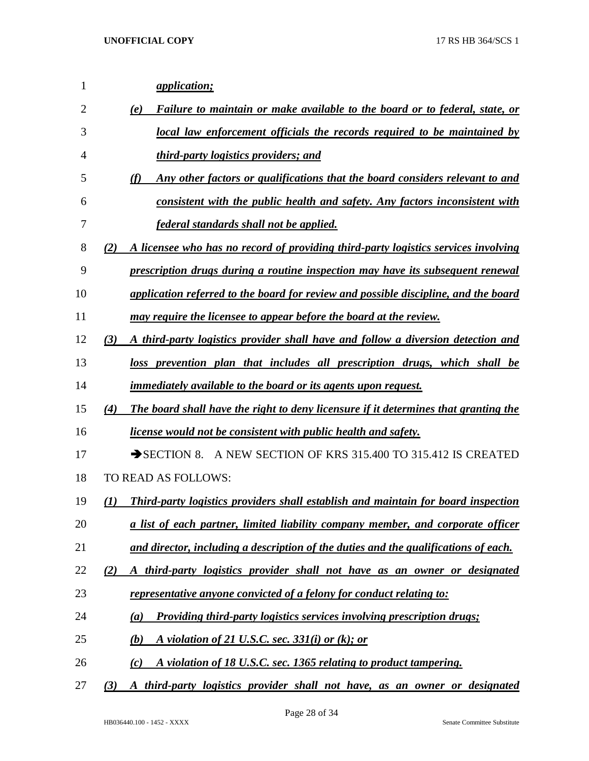*application;*

(e) *Failure to maintain or make available to the board or to federal, state, or local law enforcement officials the records required to be maintained by third-party logistics providers; and*

(f) *Any other factors or qualifications that the board considers relevant to and consistent with the public health and safety. Any factors inconsistent with federal standards shall not be applied.*

(2) *A licensee who has no record of providing third-party logistics services involving prescription drugs during a routine inspection may have its subsequent renewal application referred to the board for review and possible discipline, and the board may require the licensee to appear before the board at the review.*

(3) *A third-party logistics provider shall have and follow a diversion detection and loss prevention plan that includes all prescription drugs, which shall be immediately available to the board or its agents upon request.*

(4) *The board shall have the right to deny licensure if it determines that granting the license would not be consistent with public health and safety.*

➔SECTION 8. A NEW SECTION OF KRS 315.400 TO 315.412 IS CREATED TO READ AS FOLLOWS:

(1) *Third-party logistics providers shall establish and maintain for board inspection a list of each partner, limited liability company member, and corporate officer and director, including a description of the duties and the qualifications of each.*

(2) *A third-party logistics provider shall not have as an owner or designated representative anyone convicted of a felony for conduct relating to:*

(a) *Providing third-party logistics services involving prescription drugs;*

(b) *A violation of 21 U.S.C. sec. 331(i) or (k); or*

(c) *A violation of 18 U.S.C. sec. 1365 relating to product tampering.*

(3) *A third-party logistics provider shall not have, as an owner or designated*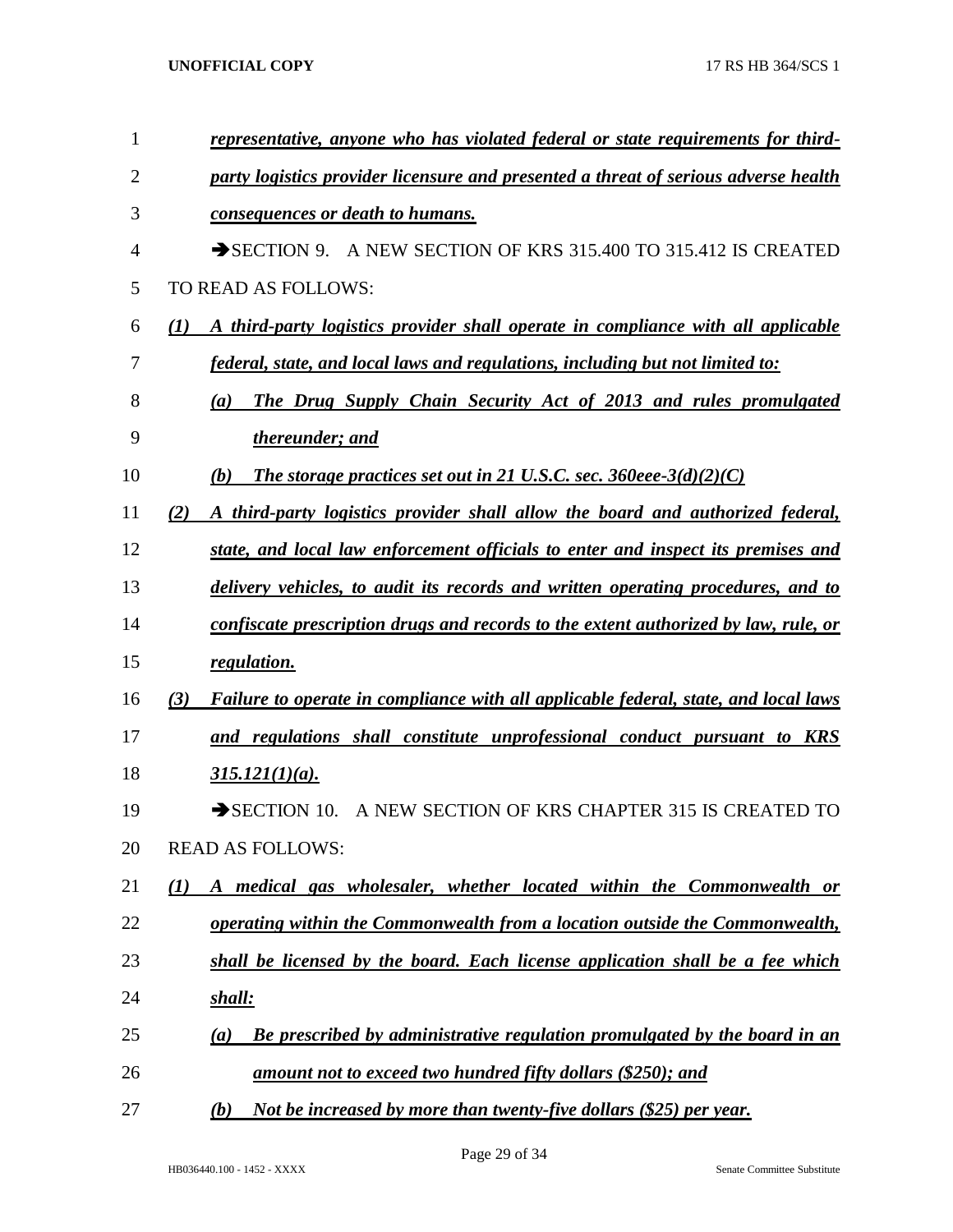*representative, anyone who has violated federal or state requirements for third-party logistics provider licensure and presented a threat of serious adverse health consequences or death to humans.*

➔SECTION 9. A NEW SECTION OF KRS 315.400 TO 315.412 IS CREATED TO READ AS FOLLOWS:

*(1) A third-party logistics provider shall operate in compliance with all applicable federal, state, and local laws and regulations, including but not limited to:*

*(a) The Drug Supply Chain Security Act of 2013 and rules promulgated thereunder; and*

*(b) The storage practices set out in 21 U.S.C. sec. 360eee-3(d)(2)(C)*

*(2) A third-party logistics provider shall allow the board and authorized federal, state, and local law enforcement officials to enter and inspect its premises and delivery vehicles, to audit its records and written operating procedures, and to confiscate prescription drugs and records to the extent authorized by law, rule, or regulation.*

*(3) Failure to operate in compliance with all applicable federal, state, and local laws and regulations shall constitute unprofessional conduct pursuant to KRS 315.121(1)(a).*

➔SECTION 10. A NEW SECTION OF KRS CHAPTER 315 IS CREATED TO READ AS FOLLOWS:

*(1) A medical gas wholesaler, whether located within the Commonwealth or operating within the Commonwealth from a location outside the Commonwealth, shall be licensed by the board. Each license application shall be a fee which shall:*

*(a) Be prescribed by administrative regulation promulgated by the board in an amount not to exceed two hundred fifty dollars ($250); and*

*(b) Not be increased by more than twenty-five dollars ($25) per year.*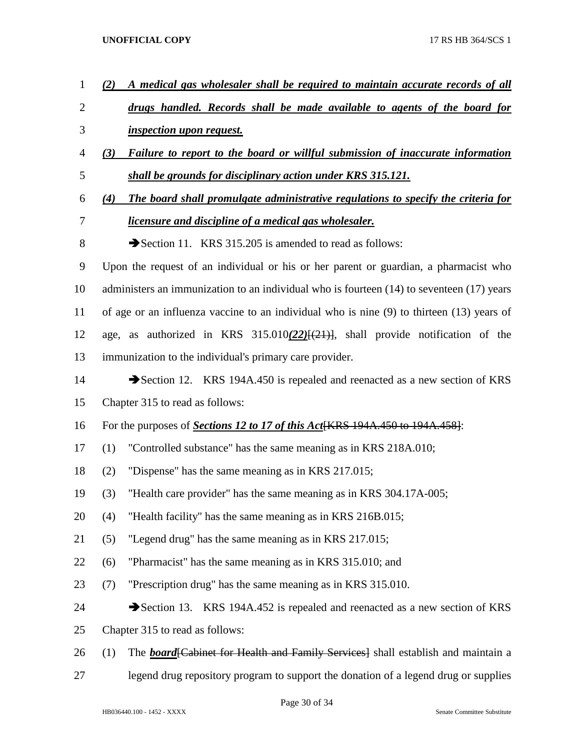*(2)* ***A medical gas wholesaler shall be required to maintain accurate records of all drugs handled. Records shall be made available to agents of the board for inspection upon request.***

*(3)* ***Failure to report to the board or willful submission of inaccurate information shall be grounds for disciplinary action under KRS 315.121.***

*(4)* ***The board shall promulgate administrative regulations to specify the criteria for licensure and discipline of a medical gas wholesaler.***

➔Section 11. KRS 315.205 is amended to read as follows:

Upon the request of an individual or his or her parent or guardian, a pharmacist who administers an immunization to an individual who is fourteen (14) to seventeen (17) years of age or an influenza vaccine to an individual who is nine (9) to thirteen (13) years of age, as authorized in KRS 315.010***(22)***~~[(21)]~~, shall provide notification of the immunization to the individual's primary care provider.

➔Section 12. KRS 194A.450 is repealed and reenacted as a new section of KRS Chapter 315 to read as follows:

For the purposes of ***Sections 12 to 17 of this Act***~~[KRS 194A.450 to 194A.458]~~:

(1) "Controlled substance" has the same meaning as in KRS 218A.010;

(2) "Dispense" has the same meaning as in KRS 217.015;

(3) "Health care provider" has the same meaning as in KRS 304.17A-005;

(4) "Health facility" has the same meaning as in KRS 216B.015;

(5) "Legend drug" has the same meaning as in KRS 217.015;

(6) "Pharmacist" has the same meaning as in KRS 315.010; and

(7) "Prescription drug" has the same meaning as in KRS 315.010.

➔Section 13. KRS 194A.452 is repealed and reenacted as a new section of KRS Chapter 315 to read as follows:

(1) The ***board***~~[Cabinet for Health and Family Services]~~ shall establish and maintain a legend drug repository program to support the donation of a legend drug or supplies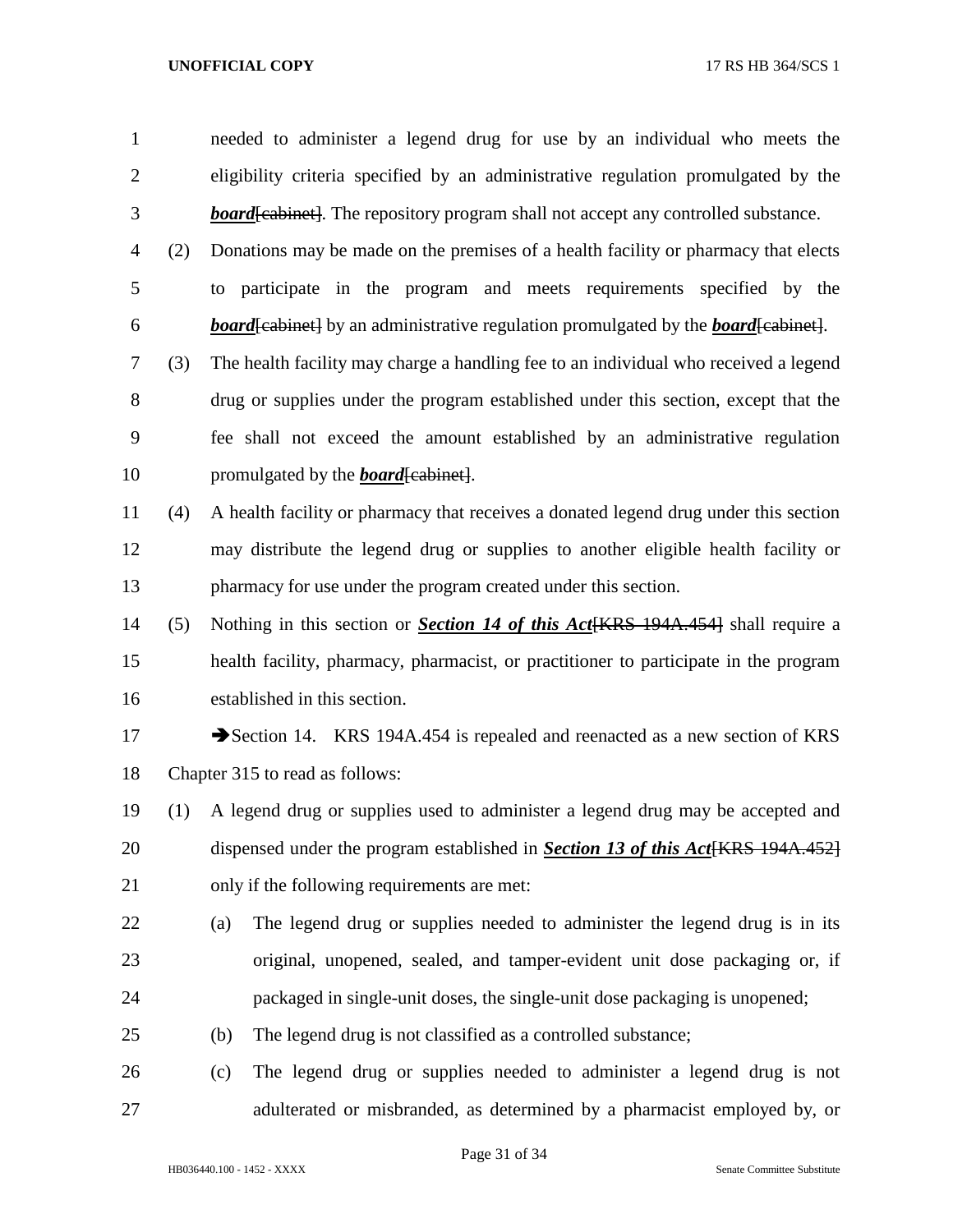needed to administer a legend drug for use by an individual who meets the eligibility criteria specified by an administrative regulation promulgated by the ***board***[cabinet]. The repository program shall not accept any controlled substance.

(2) Donations may be made on the premises of a health facility or pharmacy that elects to participate in the program and meets requirements specified by the ***board***[cabinet] by an administrative regulation promulgated by the ***board***[cabinet].

(3) The health facility may charge a handling fee to an individual who received a legend drug or supplies under the program established under this section, except that the fee shall not exceed the amount established by an administrative regulation promulgated by the ***board***[cabinet].

(4) A health facility or pharmacy that receives a donated legend drug under this section may distribute the legend drug or supplies to another eligible health facility or pharmacy for use under the program created under this section.

(5) Nothing in this section or ***Section 14 of this Act***[KRS 194A.454] shall require a health facility, pharmacy, pharmacist, or practitioner to participate in the program established in this section.

➔Section 14. KRS 194A.454 is repealed and reenacted as a new section of KRS Chapter 315 to read as follows:

(1) A legend drug or supplies used to administer a legend drug may be accepted and dispensed under the program established in ***Section 13 of this Act***[KRS 194A.452] only if the following requirements are met:

(a) The legend drug or supplies needed to administer the legend drug is in its original, unopened, sealed, and tamper-evident unit dose packaging or, if packaged in single-unit doses, the single-unit dose packaging is unopened;

(b) The legend drug is not classified as a controlled substance;

(c) The legend drug or supplies needed to administer a legend drug is not adulterated or misbranded, as determined by a pharmacist employed by, or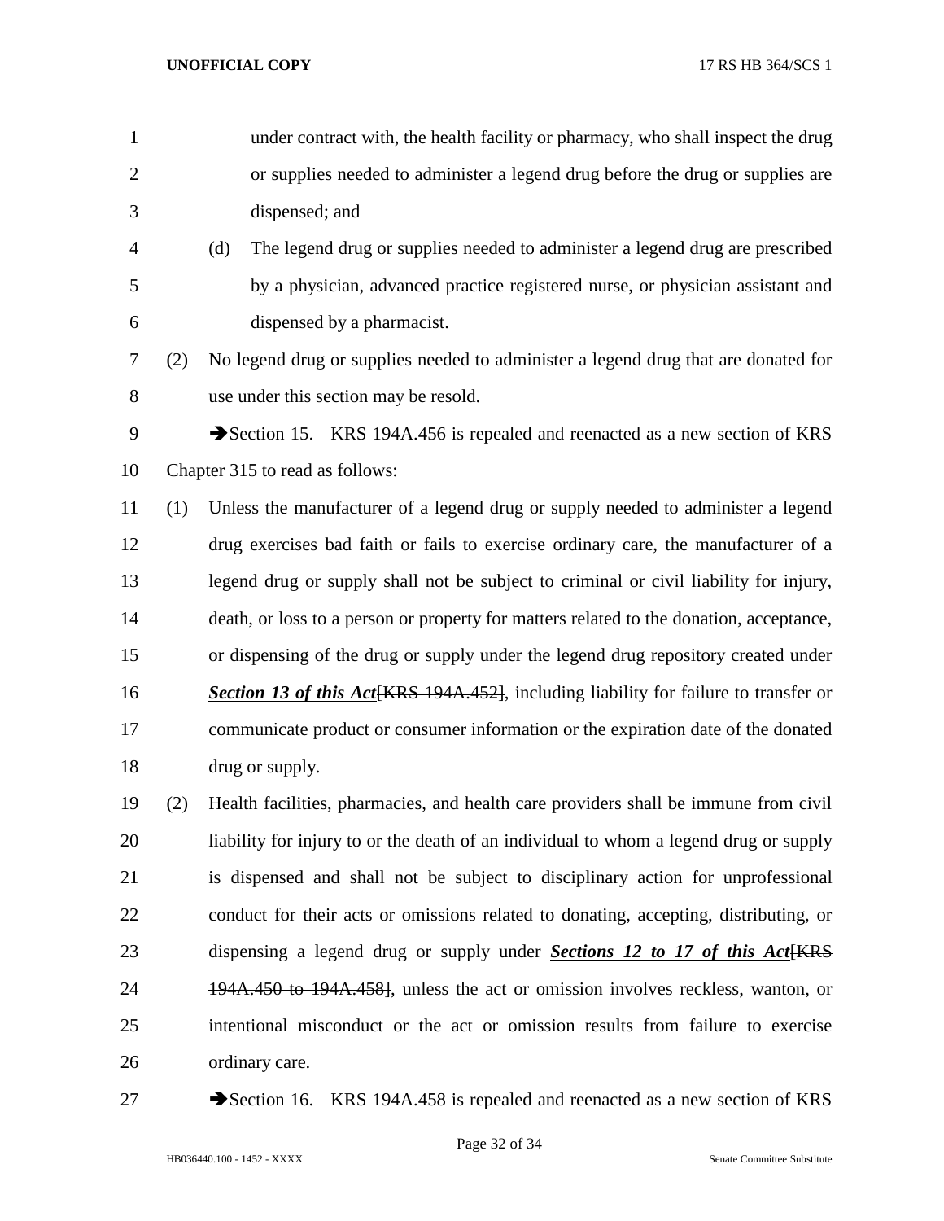under contract with, the health facility or pharmacy, who shall inspect the drug or supplies needed to administer a legend drug before the drug or supplies are dispensed; and

(d) The legend drug or supplies needed to administer a legend drug are prescribed by a physician, advanced practice registered nurse, or physician assistant and dispensed by a pharmacist.

(2) No legend drug or supplies needed to administer a legend drug that are donated for use under this section may be resold.

➔Section 15. KRS 194A.456 is repealed and reenacted as a new section of KRS Chapter 315 to read as follows:

(1) Unless the manufacturer of a legend drug or supply needed to administer a legend drug exercises bad faith or fails to exercise ordinary care, the manufacturer of a legend drug or supply shall not be subject to criminal or civil liability for injury, death, or loss to a person or property for matters related to the donation, acceptance, or dispensing of the drug or supply under the legend drug repository created under ***Section 13 of this Act***~~[KRS 194A.452]~~, including liability for failure to transfer or communicate product or consumer information or the expiration date of the donated drug or supply.

(2) Health facilities, pharmacies, and health care providers shall be immune from civil liability for injury to or the death of an individual to whom a legend drug or supply is dispensed and shall not be subject to disciplinary action for unprofessional conduct for their acts or omissions related to donating, accepting, distributing, or dispensing a legend drug or supply under ***Sections 12 to 17 of this Act***~~[KRS 194A.450 to 194A.458]~~, unless the act or omission involves reckless, wanton, or intentional misconduct or the act or omission results from failure to exercise ordinary care.

➔Section 16. KRS 194A.458 is repealed and reenacted as a new section of KRS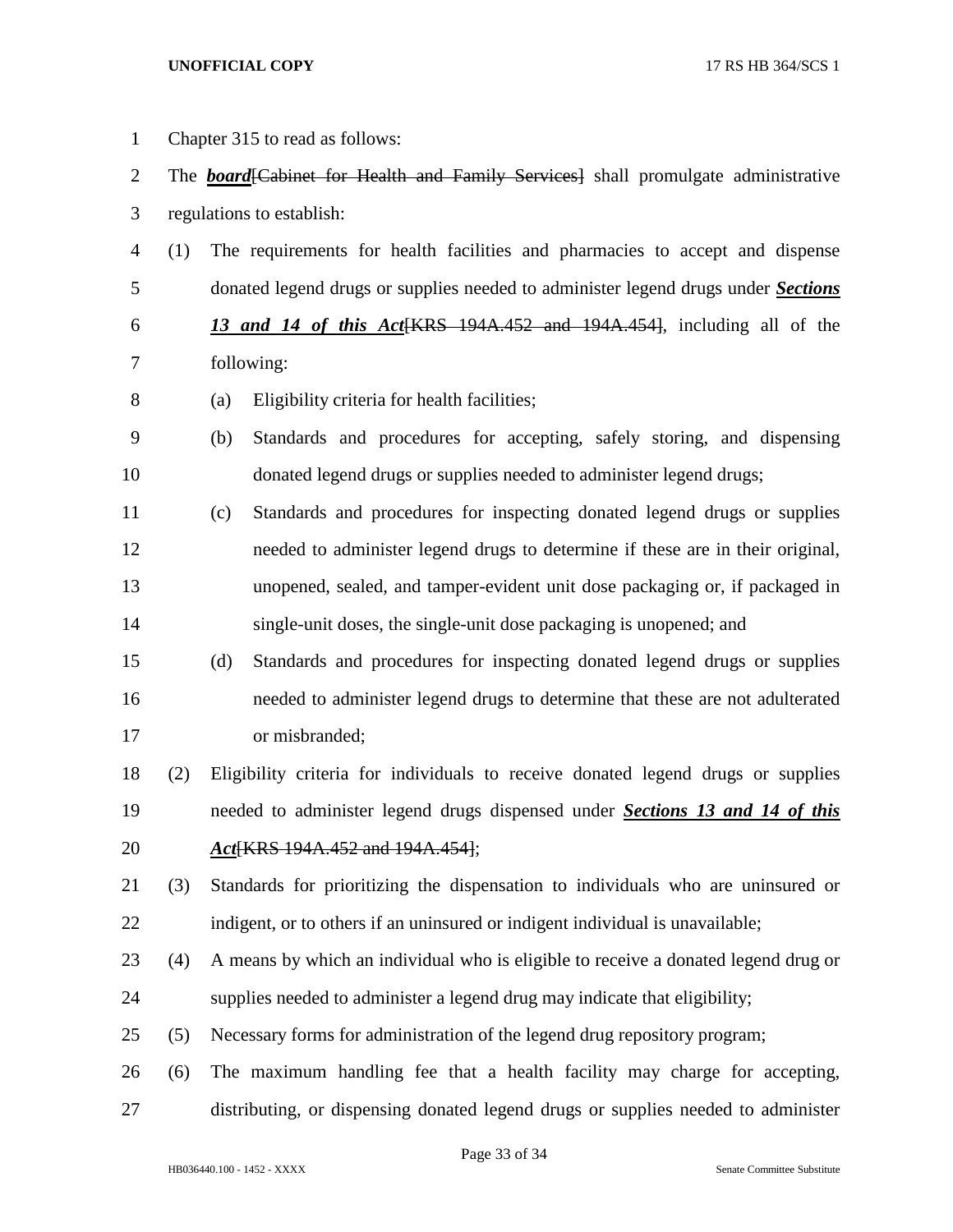Chapter 315 to read as follows:

The ***board***[~~Cabinet for Health and Family Services~~] shall promulgate administrative regulations to establish:

(1) The requirements for health facilities and pharmacies to accept and dispense donated legend drugs or supplies needed to administer legend drugs under ***Sections 13 and 14 of this Act***[~~KRS 194A.452 and 194A.454~~], including all of the following:

(a) Eligibility criteria for health facilities;

(b) Standards and procedures for accepting, safely storing, and dispensing donated legend drugs or supplies needed to administer legend drugs;

(c) Standards and procedures for inspecting donated legend drugs or supplies needed to administer legend drugs to determine if these are in their original, unopened, sealed, and tamper-evident unit dose packaging or, if packaged in single-unit doses, the single-unit dose packaging is unopened; and

(d) Standards and procedures for inspecting donated legend drugs or supplies needed to administer legend drugs to determine that these are not adulterated or misbranded;

(2) Eligibility criteria for individuals to receive donated legend drugs or supplies needed to administer legend drugs dispensed under ***Sections 13 and 14 of this Act***[~~KRS 194A.452 and 194A.454~~];

(3) Standards for prioritizing the dispensation to individuals who are uninsured or indigent, or to others if an uninsured or indigent individual is unavailable;

(4) A means by which an individual who is eligible to receive a donated legend drug or supplies needed to administer a legend drug may indicate that eligibility;

(5) Necessary forms for administration of the legend drug repository program;

(6) The maximum handling fee that a health facility may charge for accepting, distributing, or dispensing donated legend drugs or supplies needed to administer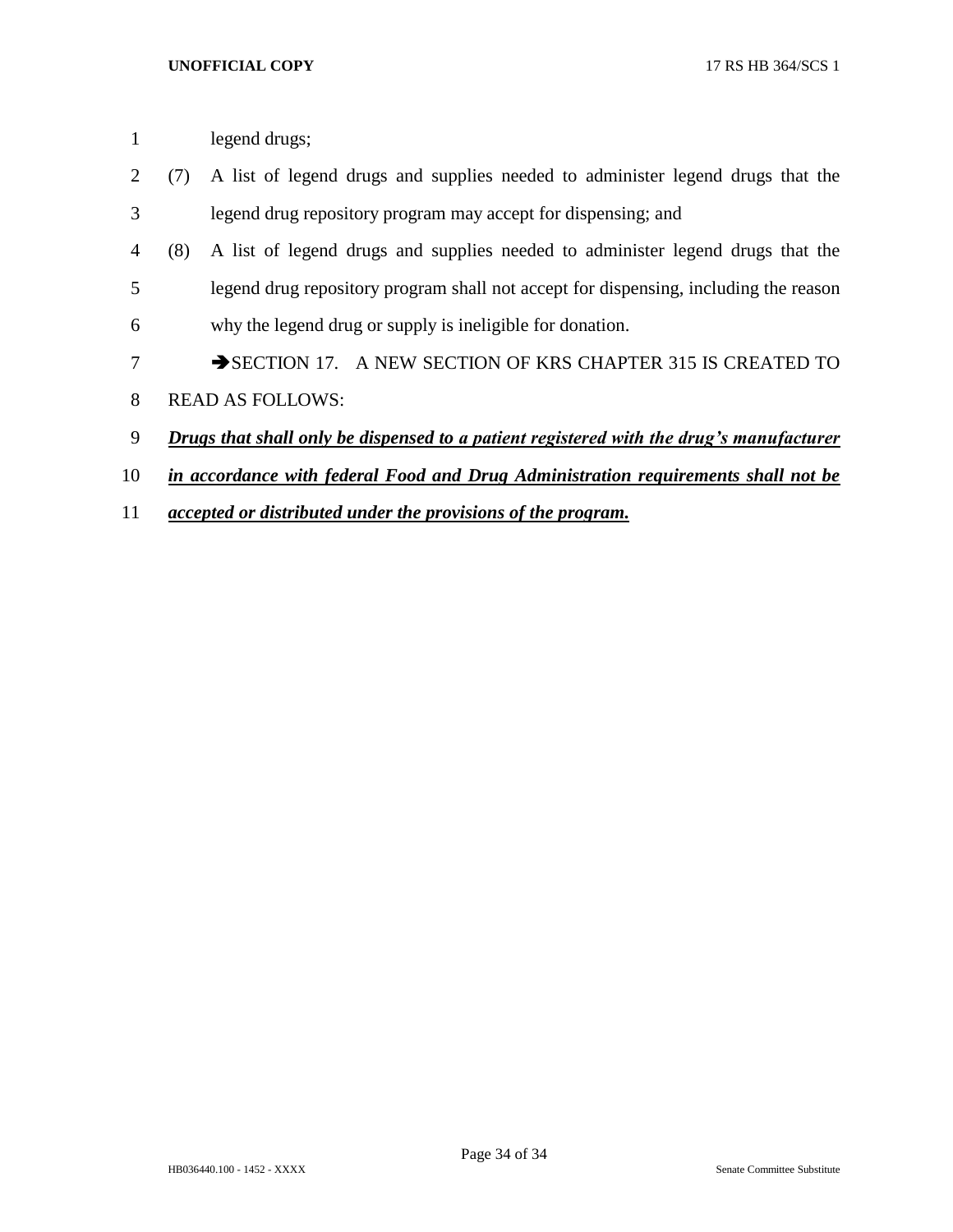legend drugs;

(7) A list of legend drugs and supplies needed to administer legend drugs that the legend drug repository program may accept for dispensing; and

(8) A list of legend drugs and supplies needed to administer legend drugs that the legend drug repository program shall not accept for dispensing, including the reason why the legend drug or supply is ineligible for donation.

➔SECTION 17. A NEW SECTION OF KRS CHAPTER 315 IS CREATED TO READ AS FOLLOWS:

***Drugs that shall only be dispensed to a patient registered with the drug's manufacturer in accordance with federal Food and Drug Administration requirements shall not be accepted or distributed under the provisions of the program.***